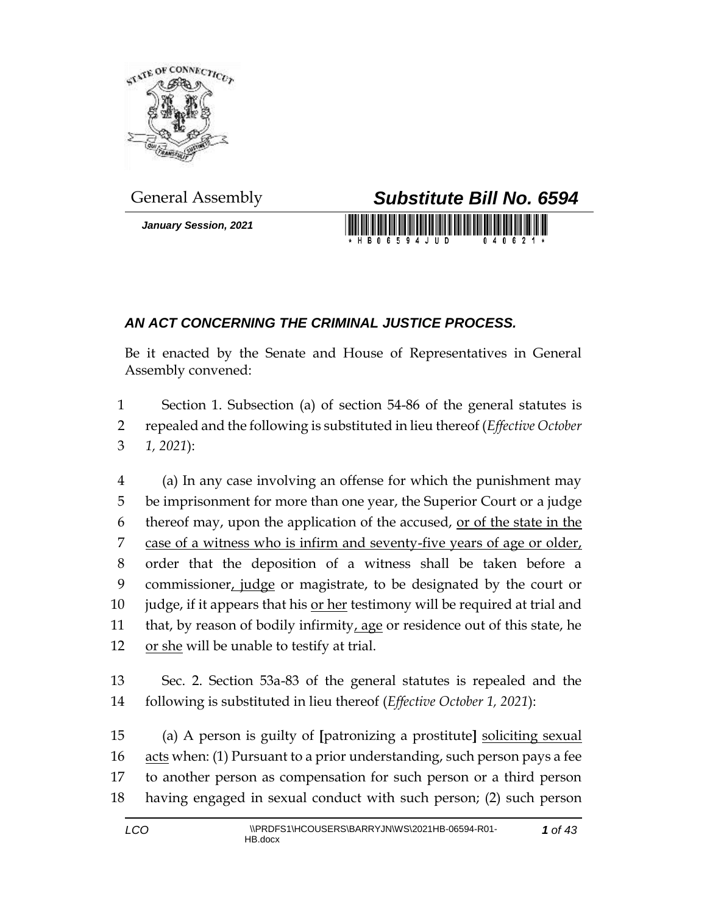General Assembly

# *Substitute Bill No. 6594*

***January Session, 2021***

## *AN ACT CONCERNING THE CRIMINAL JUSTICE PROCESS.*

Be it enacted by the Senate and House of Representatives in General Assembly convened:

1 Section 1. Subsection (a) of section 54-86 of the general statutes is
2 repealed and the following is substituted in lieu thereof (*Effective October*
3 *1, 2021*):

4 (a) In any case involving an offense for which the punishment may
5 be imprisonment for more than one year, the Superior Court or a judge
6 thereof may, upon the application of the accused, <u>or of the state in the</u>
7 <u>case of a witness who is infirm and seventy-five years of age or older,</u>
8 order that the deposition of a witness shall be taken before a
9 commissioner<u>, judge</u> or magistrate, to be designated by the court or
10 judge, if it appears that his <u>or her</u> testimony will be required at trial and
11 that, by reason of bodily infirmity<u>, age</u> or residence out of this state, he
12 <u>or she</u> will be unable to testify at trial.

13 Sec. 2. Section 53a-83 of the general statutes is repealed and the
14 following is substituted in lieu thereof (*Effective October 1, 2021*):

15 (a) A person is guilty of **[**patronizing a prostitute**]** <u>soliciting sexual</u>
16 <u>acts</u> when: (1) Pursuant to a prior understanding, such person pays a fee
17 to another person as compensation for such person or a third person
18 having engaged in sexual conduct with such person; (2) such person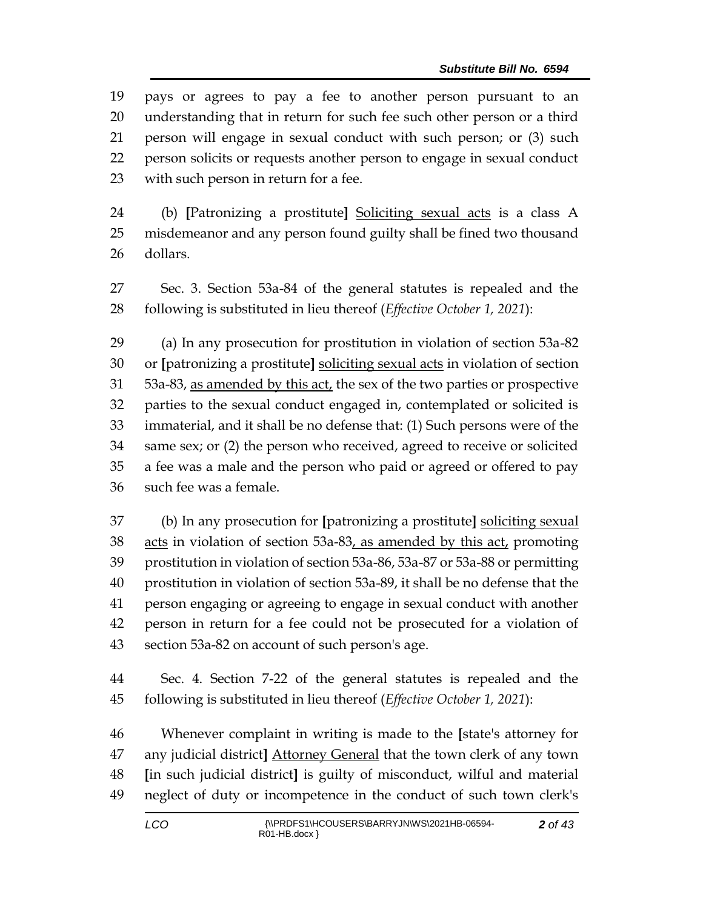pays or agrees to pay a fee to another person pursuant to an understanding that in return for such fee such other person or a third person will engage in sexual conduct with such person; or (3) such person solicits or requests another person to engage in sexual conduct with such person in return for a fee.

(b) **[**Patronizing a prostitute**]** <u>Soliciting sexual acts</u> is a class A misdemeanor and any person found guilty shall be fined two thousand dollars.

Sec. 3. Section 53a-84 of the general statutes is repealed and the following is substituted in lieu thereof (*Effective October 1, 2021*):

(a) In any prosecution for prostitution in violation of section 53a-82 or **[**patronizing a prostitute**]** <u>soliciting sexual acts</u> in violation of section 53a-83, <u>as amended by this act,</u> the sex of the two parties or prospective parties to the sexual conduct engaged in, contemplated or solicited is immaterial, and it shall be no defense that: (1) Such persons were of the same sex; or (2) the person who received, agreed to receive or solicited a fee was a male and the person who paid or agreed or offered to pay such fee was a female.

(b) In any prosecution for **[**patronizing a prostitute**]** <u>soliciting sexual acts</u> in violation of section 53a-83<u>, as amended by this act,</u> promoting prostitution in violation of section 53a-86, 53a-87 or 53a-88 or permitting prostitution in violation of section 53a-89, it shall be no defense that the person engaging or agreeing to engage in sexual conduct with another person in return for a fee could not be prosecuted for a violation of section 53a-82 on account of such person's age.

Sec. 4. Section 7-22 of the general statutes is repealed and the following is substituted in lieu thereof (*Effective October 1, 2021*):

Whenever complaint in writing is made to the **[**state's attorney for any judicial district**]** <u>Attorney General</u> that the town clerk of any town **[**in such judicial district**]** is guilty of misconduct, wilful and material neglect of duty or incompetence in the conduct of such town clerk's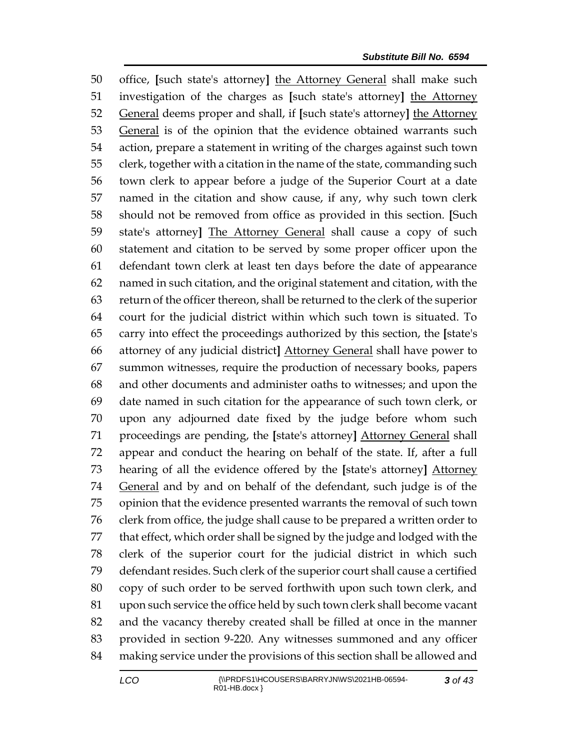office, [such state's attorney] the Attorney General shall make such investigation of the charges as [such state's attorney] the Attorney General deems proper and shall, if [such state's attorney] the Attorney General is of the opinion that the evidence obtained warrants such action, prepare a statement in writing of the charges against such town clerk, together with a citation in the name of the state, commanding such town clerk to appear before a judge of the Superior Court at a date named in the citation and show cause, if any, why such town clerk should not be removed from office as provided in this section. [Such state's attorney] The Attorney General shall cause a copy of such statement and citation to be served by some proper officer upon the defendant town clerk at least ten days before the date of appearance named in such citation, and the original statement and citation, with the return of the officer thereon, shall be returned to the clerk of the superior court for the judicial district within which such town is situated. To carry into effect the proceedings authorized by this section, the [state's attorney of any judicial district] Attorney General shall have power to summon witnesses, require the production of necessary books, papers and other documents and administer oaths to witnesses; and upon the date named in such citation for the appearance of such town clerk, or upon any adjourned date fixed by the judge before whom such proceedings are pending, the [state's attorney] Attorney General shall appear and conduct the hearing on behalf of the state. If, after a full hearing of all the evidence offered by the [state's attorney] Attorney General and by and on behalf of the defendant, such judge is of the opinion that the evidence presented warrants the removal of such town clerk from office, the judge shall cause to be prepared a written order to that effect, which order shall be signed by the judge and lodged with the clerk of the superior court for the judicial district in which such defendant resides. Such clerk of the superior court shall cause a certified copy of such order to be served forthwith upon such town clerk, and upon such service the office held by such town clerk shall become vacant and the vacancy thereby created shall be filled at once in the manner provided in section 9-220. Any witnesses summoned and any officer making service under the provisions of this section shall be allowed and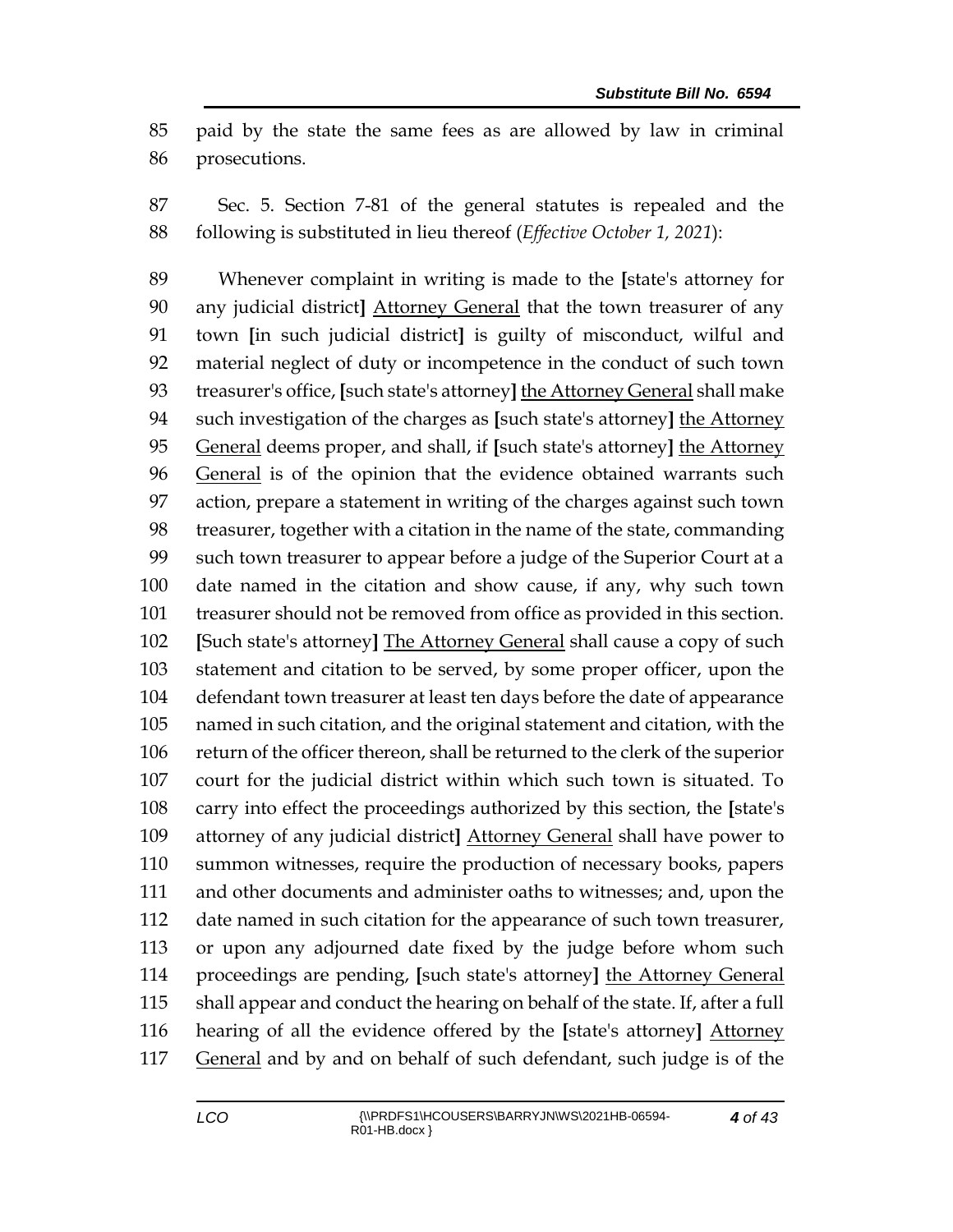paid by the state the same fees as are allowed by law in criminal prosecutions.

Sec. 5. Section 7-81 of the general statutes is repealed and the following is substituted in lieu thereof (*Effective October 1, 2021*):

Whenever complaint in writing is made to the **[**state's attorney for any judicial district**]** Attorney General that the town treasurer of any town **[**in such judicial district**]** is guilty of misconduct, wilful and material neglect of duty or incompetence in the conduct of such town treasurer's office, **[**such state's attorney**]** the Attorney General shall make such investigation of the charges as **[**such state's attorney**]** the Attorney General deems proper, and shall, if **[**such state's attorney**]** the Attorney General is of the opinion that the evidence obtained warrants such action, prepare a statement in writing of the charges against such town treasurer, together with a citation in the name of the state, commanding such town treasurer to appear before a judge of the Superior Court at a date named in the citation and show cause, if any, why such town treasurer should not be removed from office as provided in this section. **[**Such state's attorney**]** The Attorney General shall cause a copy of such statement and citation to be served, by some proper officer, upon the defendant town treasurer at least ten days before the date of appearance named in such citation, and the original statement and citation, with the return of the officer thereon, shall be returned to the clerk of the superior court for the judicial district within which such town is situated. To carry into effect the proceedings authorized by this section, the **[**state's attorney of any judicial district**]** Attorney General shall have power to summon witnesses, require the production of necessary books, papers and other documents and administer oaths to witnesses; and, upon the date named in such citation for the appearance of such town treasurer, or upon any adjourned date fixed by the judge before whom such proceedings are pending, **[**such state's attorney**]** the Attorney General shall appear and conduct the hearing on behalf of the state. If, after a full hearing of all the evidence offered by the **[**state's attorney**]** Attorney General and by and on behalf of such defendant, such judge is of the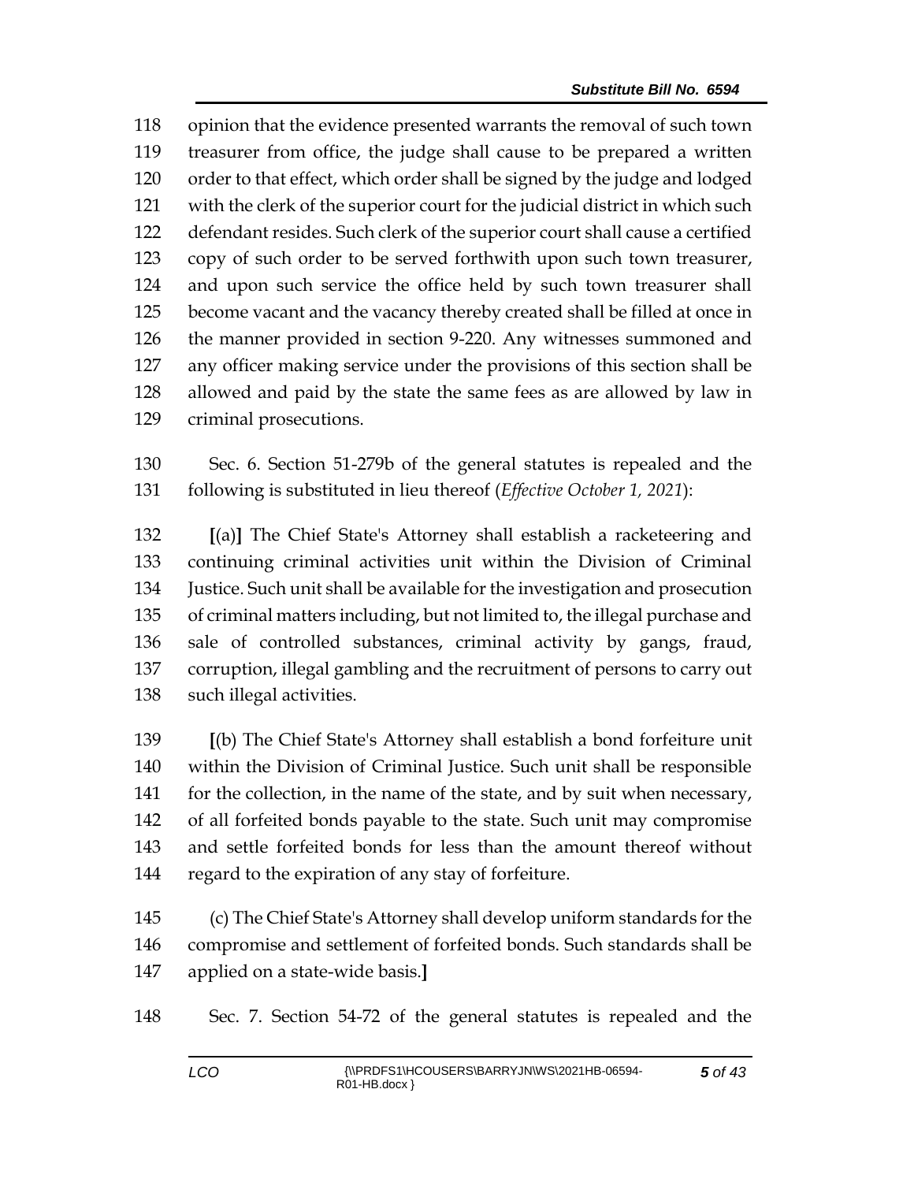118 opinion that the evidence presented warrants the removal of such town
119 treasurer from office, the judge shall cause to be prepared a written
120 order to that effect, which order shall be signed by the judge and lodged
121 with the clerk of the superior court for the judicial district in which such
122 defendant resides. Such clerk of the superior court shall cause a certified
123 copy of such order to be served forthwith upon such town treasurer,
124 and upon such service the office held by such town treasurer shall
125 become vacant and the vacancy thereby created shall be filled at once in
126 the manner provided in section 9-220. Any witnesses summoned and
127 any officer making service under the provisions of this section shall be
128 allowed and paid by the state the same fees as are allowed by law in
129 criminal prosecutions.

130 Sec. 6. Section 51-279b of the general statutes is repealed and the
131 following is substituted in lieu thereof (*Effective October 1, 2021*):

132 **[**(a)**]** The Chief State's Attorney shall establish a racketeering and
133 continuing criminal activities unit within the Division of Criminal
134 Justice. Such unit shall be available for the investigation and prosecution
135 of criminal matters including, but not limited to, the illegal purchase and
136 sale of controlled substances, criminal activity by gangs, fraud,
137 corruption, illegal gambling and the recruitment of persons to carry out
138 such illegal activities.

139 **[**(b) The Chief State's Attorney shall establish a bond forfeiture unit
140 within the Division of Criminal Justice. Such unit shall be responsible
141 for the collection, in the name of the state, and by suit when necessary,
142 of all forfeited bonds payable to the state. Such unit may compromise
143 and settle forfeited bonds for less than the amount thereof without
144 regard to the expiration of any stay of forfeiture.

145 (c) The Chief State's Attorney shall develop uniform standards for the
146 compromise and settlement of forfeited bonds. Such standards shall be
147 applied on a state-wide basis.**]**

148 Sec. 7. Section 54-72 of the general statutes is repealed and the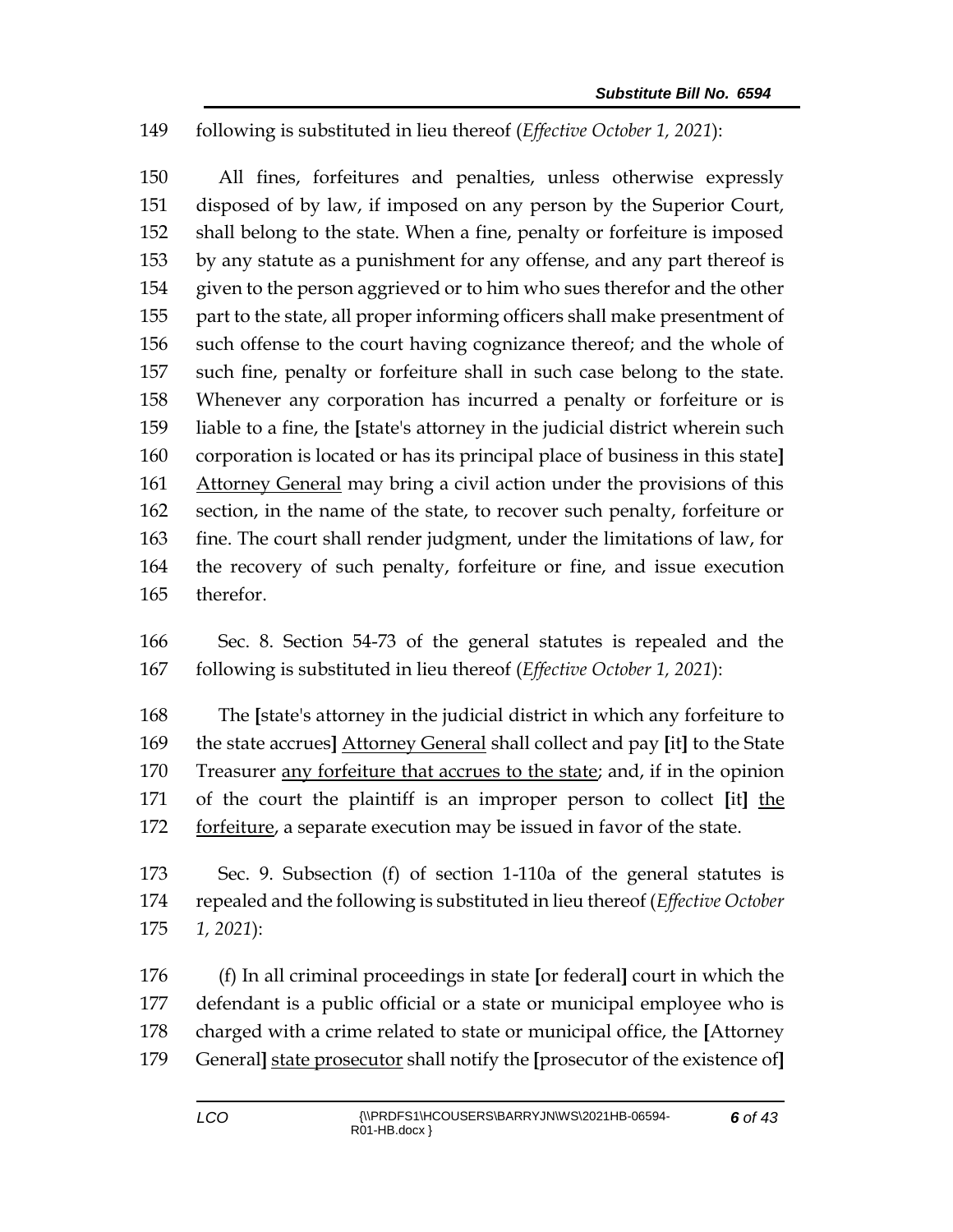149 following is substituted in lieu thereof (*Effective October 1, 2021*):

150 All fines, forfeitures and penalties, unless otherwise expressly
151 disposed of by law, if imposed on any person by the Superior Court,
152 shall belong to the state. When a fine, penalty or forfeiture is imposed
153 by any statute as a punishment for any offense, and any part thereof is
154 given to the person aggrieved or to him who sues therefor and the other
155 part to the state, all proper informing officers shall make presentment of
156 such offense to the court having cognizance thereof; and the whole of
157 such fine, penalty or forfeiture shall in such case belong to the state.
158 Whenever any corporation has incurred a penalty or forfeiture or is
159 liable to a fine, the **[**state's attorney in the judicial district wherein such
160 corporation is located or has its principal place of business in this state**]**
161 <u>Attorney General</u> may bring a civil action under the provisions of this
162 section, in the name of the state, to recover such penalty, forfeiture or
163 fine. The court shall render judgment, under the limitations of law, for
164 the recovery of such penalty, forfeiture or fine, and issue execution
165 therefor.

166 Sec. 8. Section 54-73 of the general statutes is repealed and the
167 following is substituted in lieu thereof (*Effective October 1, 2021*):

168 The **[**state's attorney in the judicial district in which any forfeiture to
169 the state accrues**]** <u>Attorney General</u> shall collect and pay **[**it**]** to the State
170 Treasurer <u>any forfeiture that accrues to the state</u>; and, if in the opinion
171 of the court the plaintiff is an improper person to collect **[**it**]** <u>the</u>
172 <u>forfeiture</u>, a separate execution may be issued in favor of the state.

173 Sec. 9. Subsection (f) of section 1-110a of the general statutes is
174 repealed and the following is substituted in lieu thereof (*Effective October*
175 *1, 2021*):

176 (f) In all criminal proceedings in state **[**or federal**]** court in which the
177 defendant is a public official or a state or municipal employee who is
178 charged with a crime related to state or municipal office, the **[**Attorney
179 General**]** <u>state prosecutor</u> shall notify the **[**prosecutor of the existence of**]**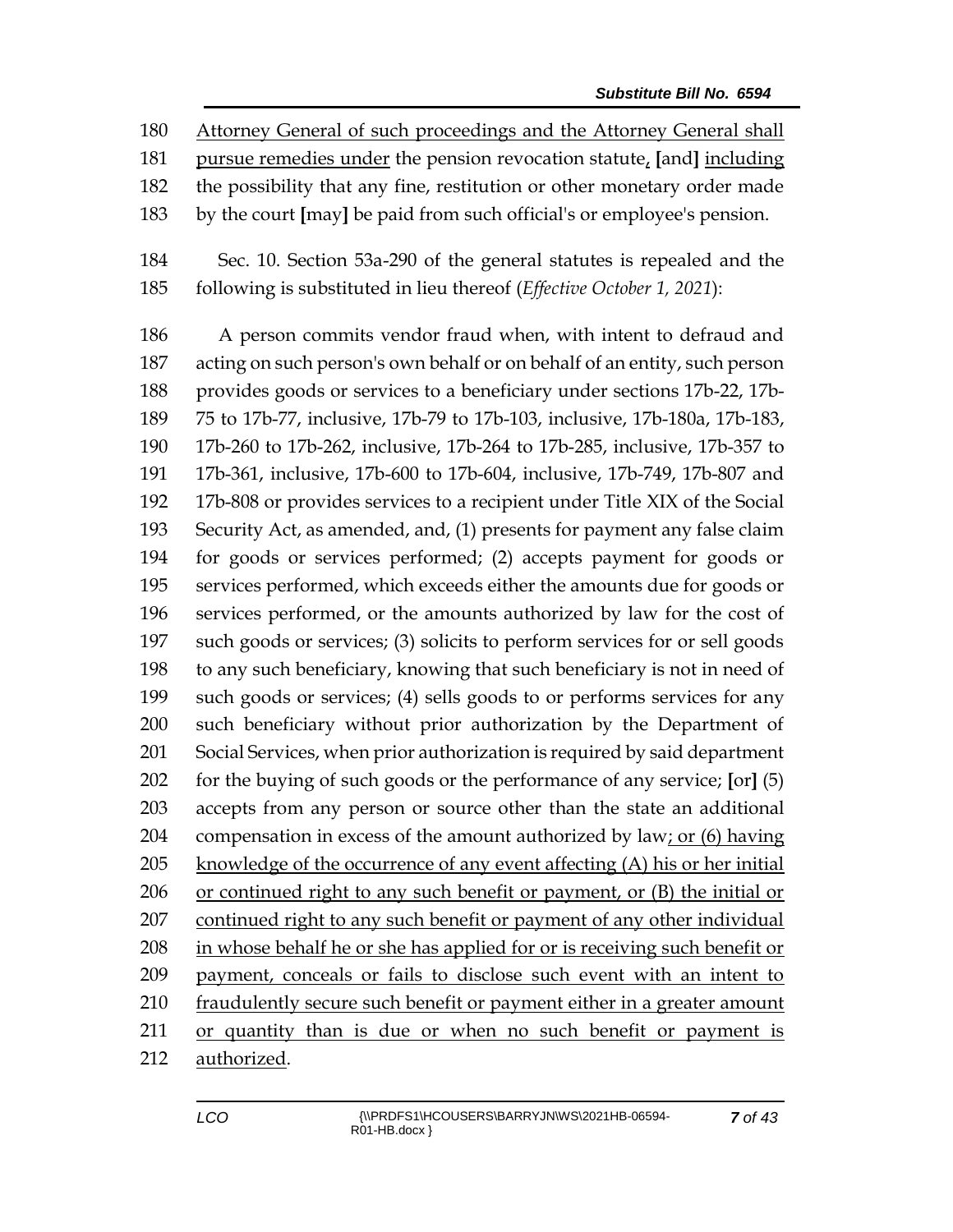Attorney General of such proceedings and the Attorney General shall pursue remedies under the pension revocation statute, [and] including the possibility that any fine, restitution or other monetary order made by the court [may] be paid from such official's or employee's pension.

Sec. 10. Section 53a-290 of the general statutes is repealed and the following is substituted in lieu thereof (*Effective October 1, 2021*):

A person commits vendor fraud when, with intent to defraud and acting on such person's own behalf or on behalf of an entity, such person provides goods or services to a beneficiary under sections 17b-22, 17b-75 to 17b-77, inclusive, 17b-79 to 17b-103, inclusive, 17b-180a, 17b-183, 17b-260 to 17b-262, inclusive, 17b-264 to 17b-285, inclusive, 17b-357 to 17b-361, inclusive, 17b-600 to 17b-604, inclusive, 17b-749, 17b-807 and 17b-808 or provides services to a recipient under Title XIX of the Social Security Act, as amended, and, (1) presents for payment any false claim for goods or services performed; (2) accepts payment for goods or services performed, which exceeds either the amounts due for goods or services performed, or the amounts authorized by law for the cost of such goods or services; (3) solicits to perform services for or sell goods to any such beneficiary, knowing that such beneficiary is not in need of such goods or services; (4) sells goods to or performs services for any such beneficiary without prior authorization by the Department of Social Services, when prior authorization is required by said department for the buying of such goods or the performance of any service; [or] (5) accepts from any person or source other than the state an additional compensation in excess of the amount authorized by law; or (6) having knowledge of the occurrence of any event affecting (A) his or her initial or continued right to any such benefit or payment, or (B) the initial or continued right to any such benefit or payment of any other individual in whose behalf he or she has applied for or is receiving such benefit or payment, conceals or fails to disclose such event with an intent to fraudulently secure such benefit or payment either in a greater amount or quantity than is due or when no such benefit or payment is authorized.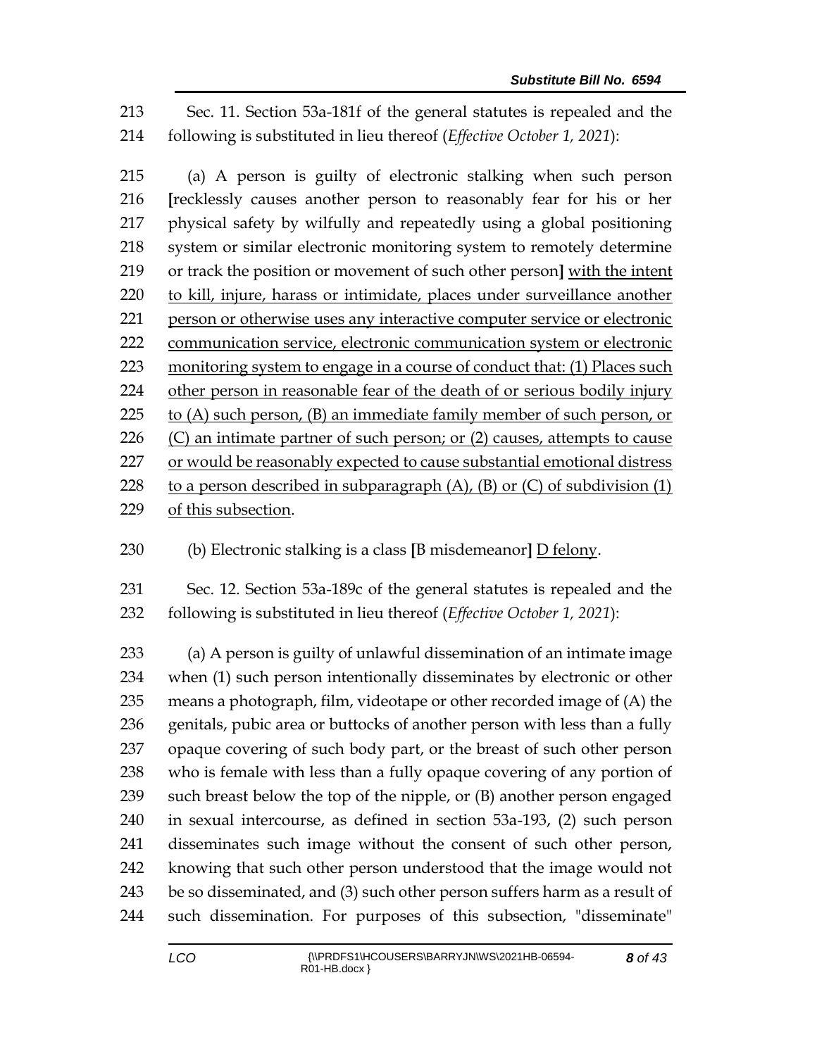213 Sec. 11. Section 53a-181f of the general statutes is repealed and the
214 following is substituted in lieu thereof (*Effective October 1, 2021*):

215 (a) A person is guilty of electronic stalking when such person
216 [recklessly causes another person to reasonably fear for his or her
217 physical safety by wilfully and repeatedly using a global positioning
218 system or similar electronic monitoring system to remotely determine
219 or track the position or movement of such other person] <u>with the intent</u>
220 <u>to kill, injure, harass or intimidate, places under surveillance another</u>
221 <u>person or otherwise uses any interactive computer service or electronic</u>
222 <u>communication service, electronic communication system or electronic</u>
223 <u>monitoring system to engage in a course of conduct that: (1) Places such</u>
224 <u>other person in reasonable fear of the death of or serious bodily injury</u>
225 <u>to (A) such person, (B) an immediate family member of such person, or</u>
226 <u>(C) an intimate partner of such person; or (2) causes, attempts to cause</u>
227 <u>or would be reasonably expected to cause substantial emotional distress</u>
228 <u>to a person described in subparagraph (A), (B) or (C) of subdivision (1)</u>
229 <u>of this subsection</u>.

230 (b) Electronic stalking is a class [B misdemeanor] <u>D felony</u>.

231 Sec. 12. Section 53a-189c of the general statutes is repealed and the
232 following is substituted in lieu thereof (*Effective October 1, 2021*):

233 (a) A person is guilty of unlawful dissemination of an intimate image
234 when (1) such person intentionally disseminates by electronic or other
235 means a photograph, film, videotape or other recorded image of (A) the
236 genitals, pubic area or buttocks of another person with less than a fully
237 opaque covering of such body part, or the breast of such other person
238 who is female with less than a fully opaque covering of any portion of
239 such breast below the top of the nipple, or (B) another person engaged
240 in sexual intercourse, as defined in section 53a-193, (2) such person
241 disseminates such image without the consent of such other person,
242 knowing that such other person understood that the image would not
243 be so disseminated, and (3) such other person suffers harm as a result of
244 such dissemination. For purposes of this subsection, "disseminate"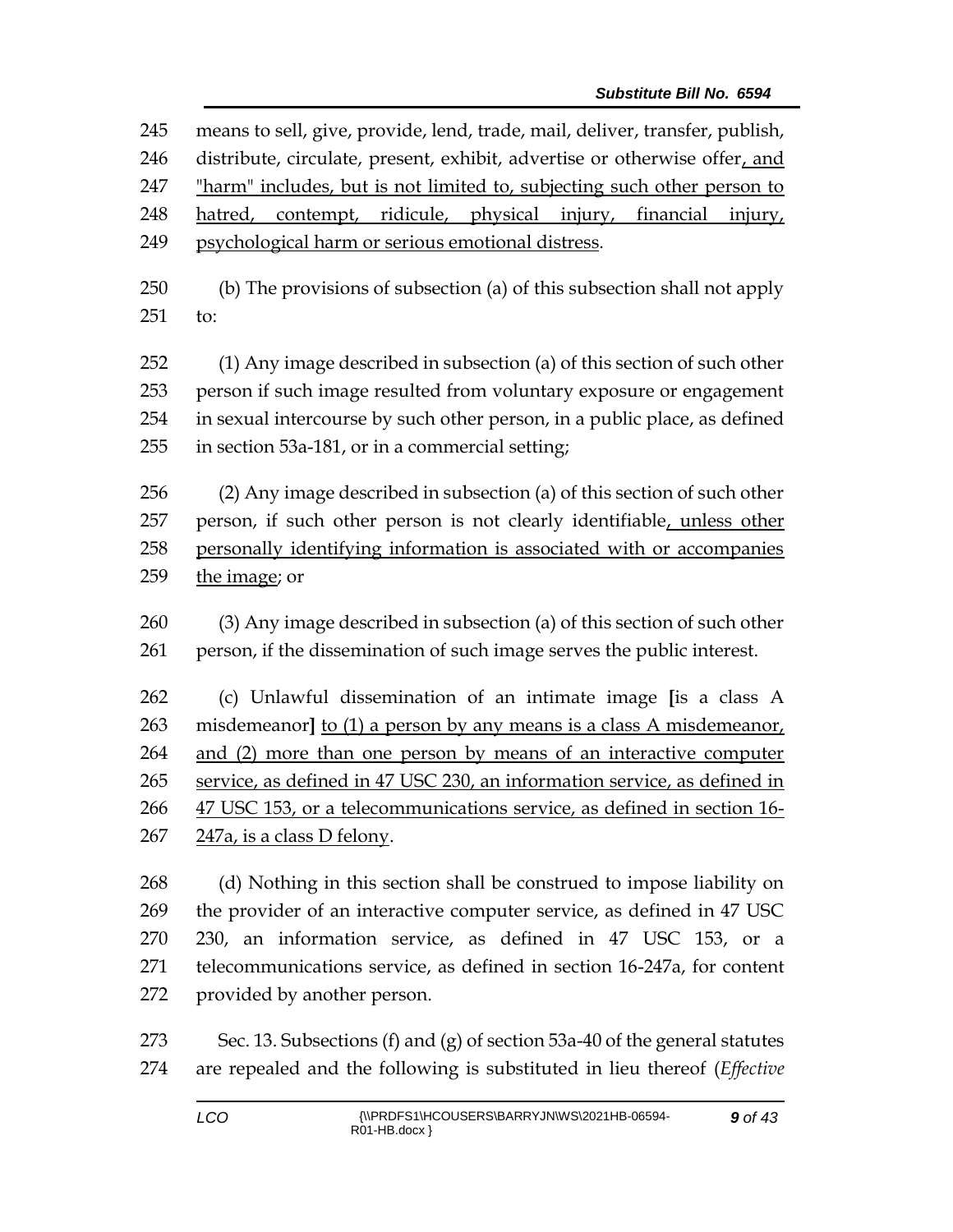245 means to sell, give, provide, lend, trade, mail, deliver, transfer, publish,
246 distribute, circulate, present, exhibit, advertise or otherwise offer, and
247 "harm" includes, but is not limited to, subjecting such other person to
248 hatred, contempt, ridicule, physical injury, financial injury,
249 psychological harm or serious emotional distress.

250 (b) The provisions of subsection (a) of this subsection shall not apply
251 to:

252 (1) Any image described in subsection (a) of this section of such other
253 person if such image resulted from voluntary exposure or engagement
254 in sexual intercourse by such other person, in a public place, as defined
255 in section 53a-181, or in a commercial setting;

256 (2) Any image described in subsection (a) of this section of such other
257 person, if such other person is not clearly identifiable, unless other
258 personally identifying information is associated with or accompanies
259 the image; or

260 (3) Any image described in subsection (a) of this section of such other
261 person, if the dissemination of such image serves the public interest.

262 (c) Unlawful dissemination of an intimate image [is a class A
263 misdemeanor] to (1) a person by any means is a class A misdemeanor,
264 and (2) more than one person by means of an interactive computer
265 service, as defined in 47 USC 230, an information service, as defined in
266 47 USC 153, or a telecommunications service, as defined in section 16-
267 247a, is a class D felony.

268 (d) Nothing in this section shall be construed to impose liability on
269 the provider of an interactive computer service, as defined in 47 USC
270 230, an information service, as defined in 47 USC 153, or a
271 telecommunications service, as defined in section 16-247a, for content
272 provided by another person.

273 Sec. 13. Subsections (f) and (g) of section 53a-40 of the general statutes
274 are repealed and the following is substituted in lieu thereof (*Effective*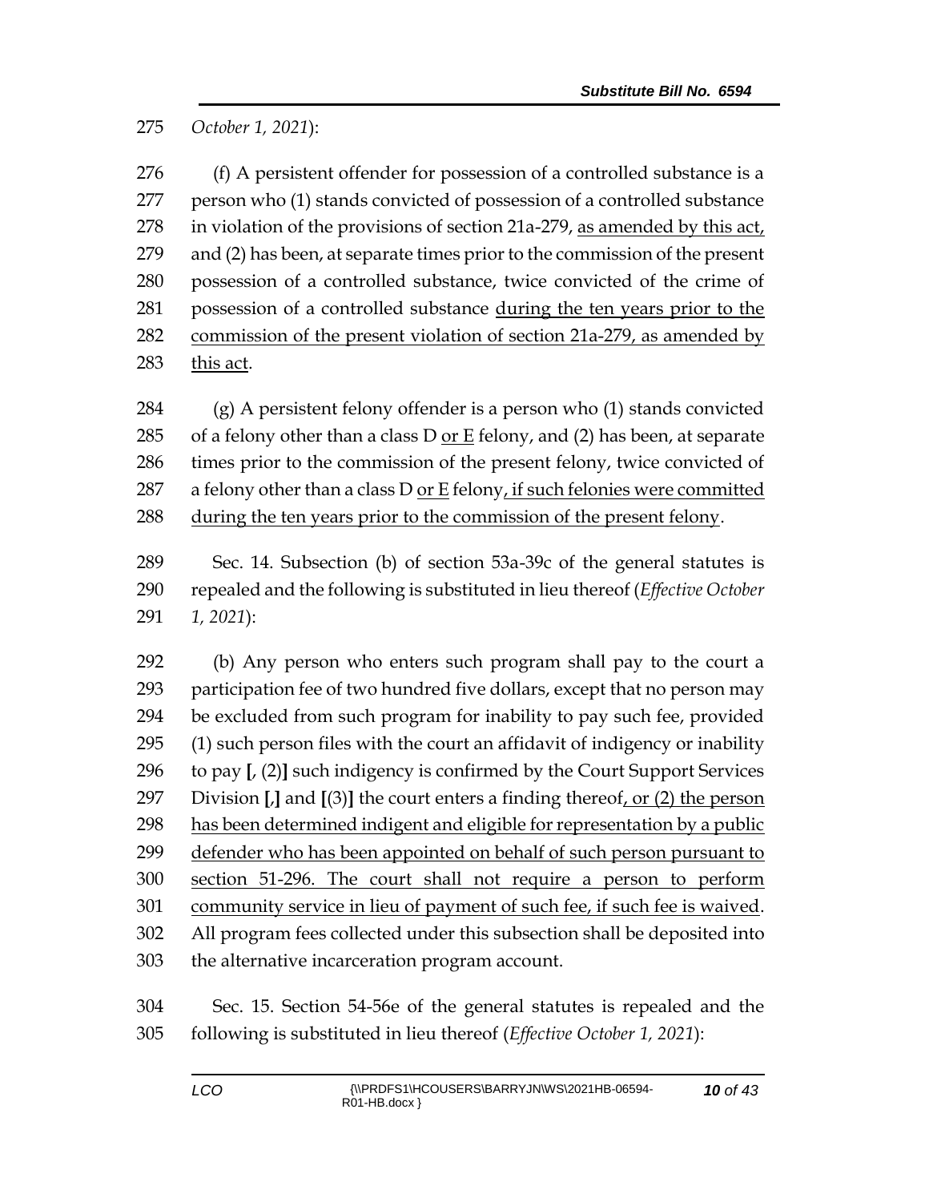October 1, 2021):

(f) A persistent offender for possession of a controlled substance is a person who (1) stands convicted of possession of a controlled substance in violation of the provisions of section 21a-279, <u>as amended by this act,</u> and (2) has been, at separate times prior to the commission of the present possession of a controlled substance, twice convicted of the crime of possession of a controlled substance <u>during the ten years prior to the commission of the present violation of section 21a-279, as amended by this act</u>.

(g) A persistent felony offender is a person who (1) stands convicted of a felony other than a class D <u>or E</u> felony, and (2) has been, at separate times prior to the commission of the present felony, twice convicted of a felony other than a class D <u>or E</u> felony<u>, if such felonies were committed during the ten years prior to the commission of the present felony</u>.

Sec. 14. Subsection (b) of section 53a-39c of the general statutes is repealed and the following is substituted in lieu thereof (*Effective October 1, 2021*):

(b) Any person who enters such program shall pay to the court a participation fee of two hundred five dollars, except that no person may be excluded from such program for inability to pay such fee, provided (1) such person files with the court an affidavit of indigency or inability to pay **[**, (2)**]** such indigency is confirmed by the Court Support Services Division **[**,**]** and **[**(3)**]** the court enters a finding thereof<u>, or (2) the person has been determined indigent and eligible for representation by a public defender who has been appointed on behalf of such person pursuant to section 51-296. The court shall not require a person to perform community service in lieu of payment of such fee, if such fee is waived</u>. All program fees collected under this subsection shall be deposited into the alternative incarceration program account.

Sec. 15. Section 54-56e of the general statutes is repealed and the following is substituted in lieu thereof (*Effective October 1, 2021*):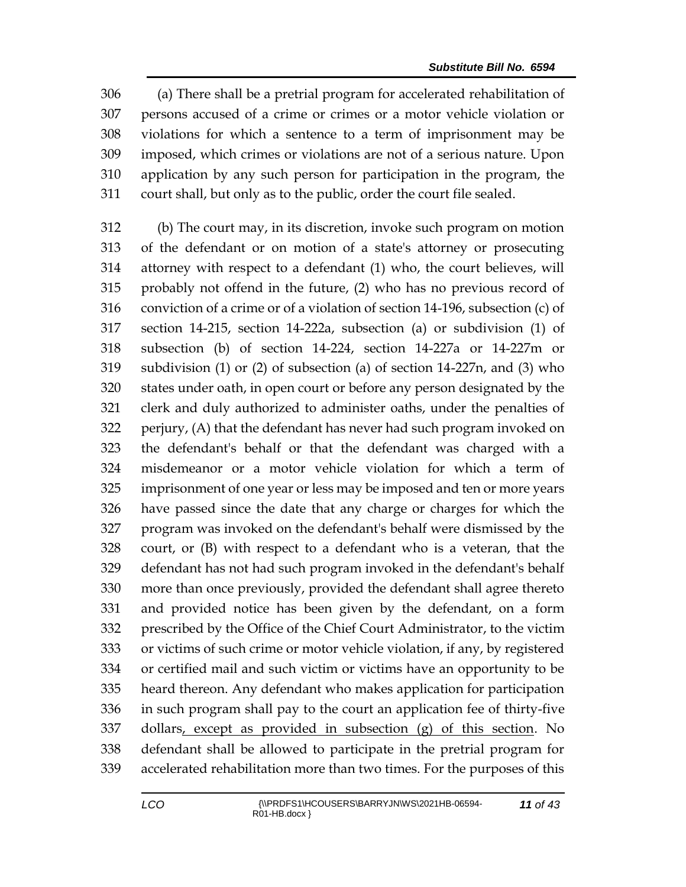(a) There shall be a pretrial program for accelerated rehabilitation of persons accused of a crime or crimes or a motor vehicle violation or violations for which a sentence to a term of imprisonment may be imposed, which crimes or violations are not of a serious nature. Upon application by any such person for participation in the program, the court shall, but only as to the public, order the court file sealed.

(b) The court may, in its discretion, invoke such program on motion of the defendant or on motion of a state's attorney or prosecuting attorney with respect to a defendant (1) who, the court believes, will probably not offend in the future, (2) who has no previous record of conviction of a crime or of a violation of section 14-196, subsection (c) of section 14-215, section 14-222a, subsection (a) or subdivision (1) of subsection (b) of section 14-224, section 14-227a or 14-227m or subdivision (1) or (2) of subsection (a) of section 14-227n, and (3) who states under oath, in open court or before any person designated by the clerk and duly authorized to administer oaths, under the penalties of perjury, (A) that the defendant has never had such program invoked on the defendant's behalf or that the defendant was charged with a misdemeanor or a motor vehicle violation for which a term of imprisonment of one year or less may be imposed and ten or more years have passed since the date that any charge or charges for which the program was invoked on the defendant's behalf were dismissed by the court, or (B) with respect to a defendant who is a veteran, that the defendant has not had such program invoked in the defendant's behalf more than once previously, provided the defendant shall agree thereto and provided notice has been given by the defendant, on a form prescribed by the Office of the Chief Court Administrator, to the victim or victims of such crime or motor vehicle violation, if any, by registered or certified mail and such victim or victims have an opportunity to be heard thereon. Any defendant who makes application for participation in such program shall pay to the court an application fee of thirty-five dollars<u>, except as provided in subsection (g) of this section</u>. No defendant shall be allowed to participate in the pretrial program for accelerated rehabilitation more than two times. For the purposes of this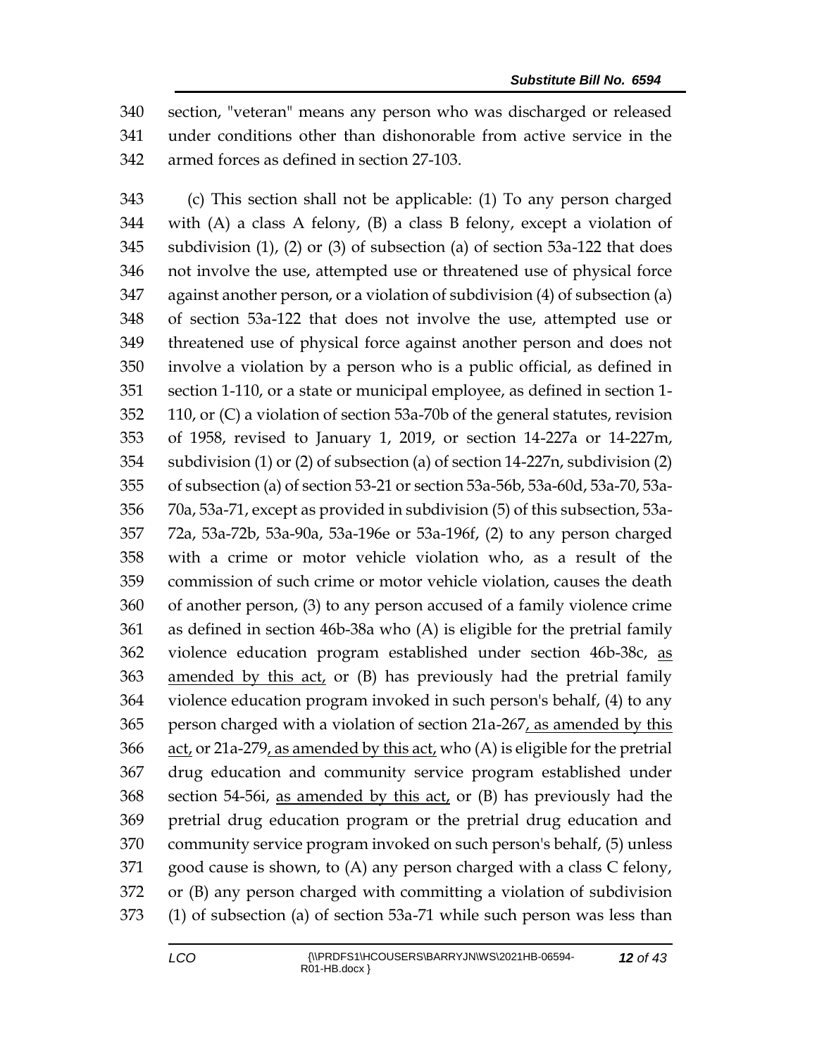section, "veteran" means any person who was discharged or released under conditions other than dishonorable from active service in the armed forces as defined in section 27-103.

(c) This section shall not be applicable: (1) To any person charged with (A) a class A felony, (B) a class B felony, except a violation of subdivision (1), (2) or (3) of subsection (a) of section 53a-122 that does not involve the use, attempted use or threatened use of physical force against another person, or a violation of subdivision (4) of subsection (a) of section 53a-122 that does not involve the use, attempted use or threatened use of physical force against another person and does not involve a violation by a person who is a public official, as defined in section 1-110, or a state or municipal employee, as defined in section 1-110, or (C) a violation of section 53a-70b of the general statutes, revision of 1958, revised to January 1, 2019, or section 14-227a or 14-227m, subdivision (1) or (2) of subsection (a) of section 14-227n, subdivision (2) of subsection (a) of section 53-21 or section 53a-56b, 53a-60d, 53a-70, 53a-70a, 53a-71, except as provided in subdivision (5) of this subsection, 53a-72a, 53a-72b, 53a-90a, 53a-196e or 53a-196f, (2) to any person charged with a crime or motor vehicle violation who, as a result of the commission of such crime or motor vehicle violation, causes the death of another person, (3) to any person accused of a family violence crime as defined in section 46b-38a who (A) is eligible for the pretrial family violence education program established under section 46b-38c, as amended by this act, or (B) has previously had the pretrial family violence education program invoked in such person's behalf, (4) to any person charged with a violation of section 21a-267, as amended by this act, or 21a-279, as amended by this act, who (A) is eligible for the pretrial drug education and community service program established under section 54-56i, as amended by this act, or (B) has previously had the pretrial drug education program or the pretrial drug education and community service program invoked on such person's behalf, (5) unless good cause is shown, to (A) any person charged with a class C felony, or (B) any person charged with committing a violation of subdivision (1) of subsection (a) of section 53a-71 while such person was less than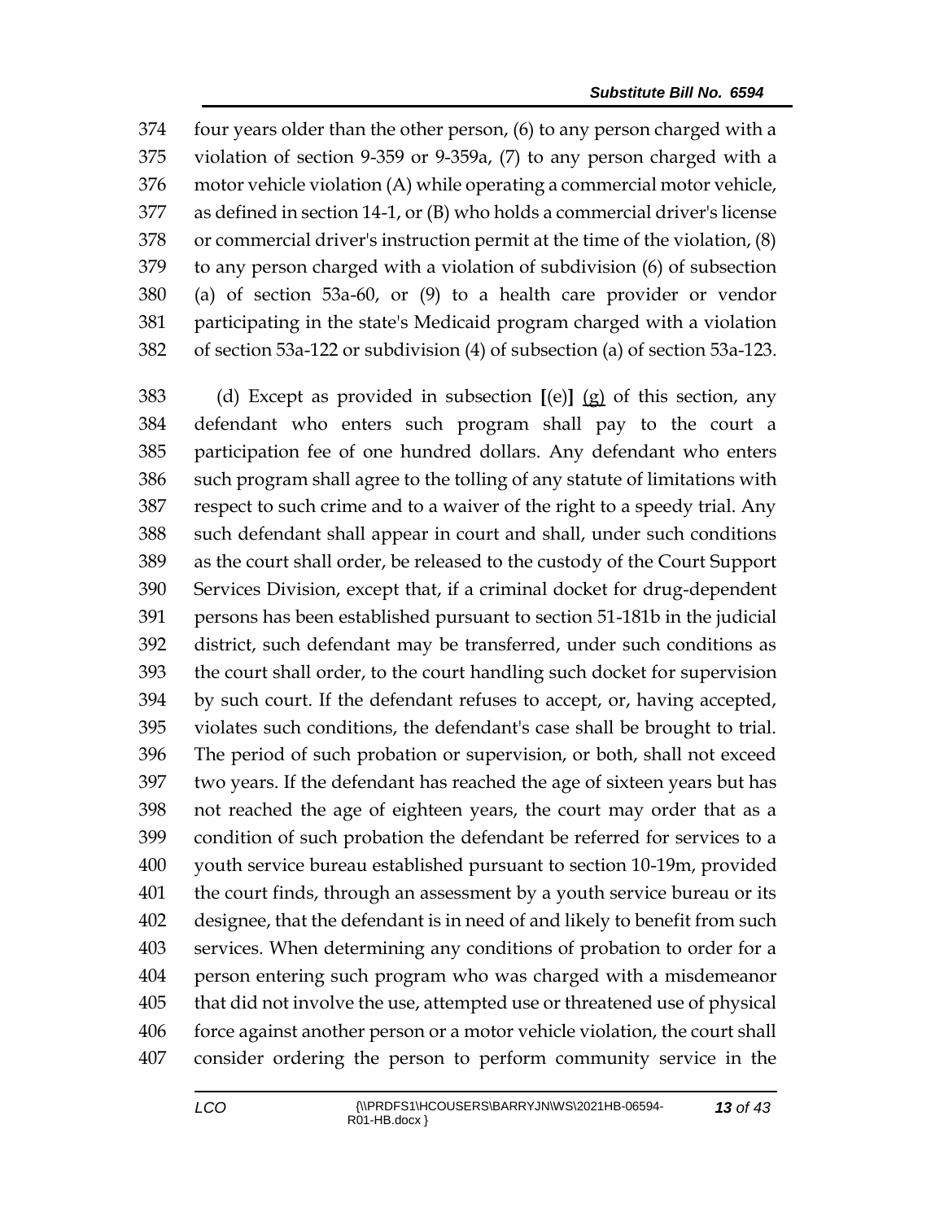four years older than the other person, (6) to any person charged with a violation of section 9-359 or 9-359a, (7) to any person charged with a motor vehicle violation (A) while operating a commercial motor vehicle, as defined in section 14-1, or (B) who holds a commercial driver's license or commercial driver's instruction permit at the time of the violation, (8) to any person charged with a violation of subdivision (6) of subsection (a) of section 53a-60, or (9) to a health care provider or vendor participating in the state's Medicaid program charged with a violation of section 53a-122 or subdivision (4) of subsection (a) of section 53a-123.

(d) Except as provided in subsection **[**(e)**]** (g) of this section, any defendant who enters such program shall pay to the court a participation fee of one hundred dollars. Any defendant who enters such program shall agree to the tolling of any statute of limitations with respect to such crime and to a waiver of the right to a speedy trial. Any such defendant shall appear in court and shall, under such conditions as the court shall order, be released to the custody of the Court Support Services Division, except that, if a criminal docket for drug-dependent persons has been established pursuant to section 51-181b in the judicial district, such defendant may be transferred, under such conditions as the court shall order, to the court handling such docket for supervision by such court. If the defendant refuses to accept, or, having accepted, violates such conditions, the defendant's case shall be brought to trial. The period of such probation or supervision, or both, shall not exceed two years. If the defendant has reached the age of sixteen years but has not reached the age of eighteen years, the court may order that as a condition of such probation the defendant be referred for services to a youth service bureau established pursuant to section 10-19m, provided the court finds, through an assessment by a youth service bureau or its designee, that the defendant is in need of and likely to benefit from such services. When determining any conditions of probation to order for a person entering such program who was charged with a misdemeanor that did not involve the use, attempted use or threatened use of physical force against another person or a motor vehicle violation, the court shall consider ordering the person to perform community service in the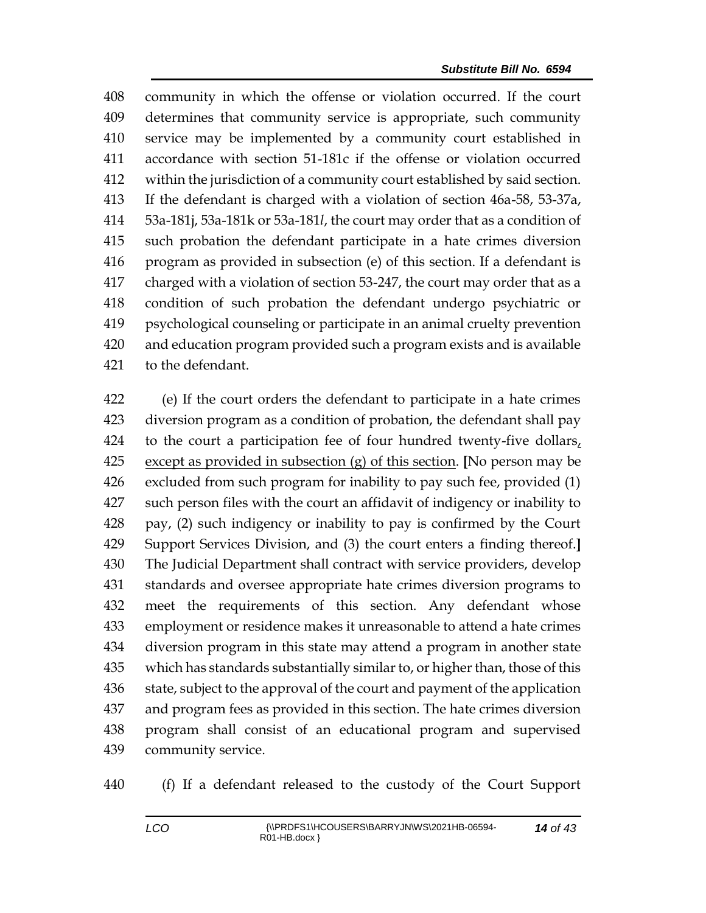community in which the offense or violation occurred. If the court determines that community service is appropriate, such community service may be implemented by a community court established in accordance with section 51-181c if the offense or violation occurred within the jurisdiction of a community court established by said section. If the defendant is charged with a violation of section 46a-58, 53-37a, 53a-181j, 53a-181k or 53a-181*l*, the court may order that as a condition of such probation the defendant participate in a hate crimes diversion program as provided in subsection (e) of this section. If a defendant is charged with a violation of section 53-247, the court may order that as a condition of such probation the defendant undergo psychiatric or psychological counseling or participate in an animal cruelty prevention and education program provided such a program exists and is available to the defendant.

(e) If the court orders the defendant to participate in a hate crimes diversion program as a condition of probation, the defendant shall pay to the court a participation fee of four hundred twenty-five dollars<u>, except as provided in subsection (g) of this section</u>. **[**No person may be excluded from such program for inability to pay such fee, provided (1) such person files with the court an affidavit of indigency or inability to pay, (2) such indigency or inability to pay is confirmed by the Court Support Services Division, and (3) the court enters a finding thereof.**]** The Judicial Department shall contract with service providers, develop standards and oversee appropriate hate crimes diversion programs to meet the requirements of this section. Any defendant whose employment or residence makes it unreasonable to attend a hate crimes diversion program in this state may attend a program in another state which has standards substantially similar to, or higher than, those of this state, subject to the approval of the court and payment of the application and program fees as provided in this section. The hate crimes diversion program shall consist of an educational program and supervised community service.

(f) If a defendant released to the custody of the Court Support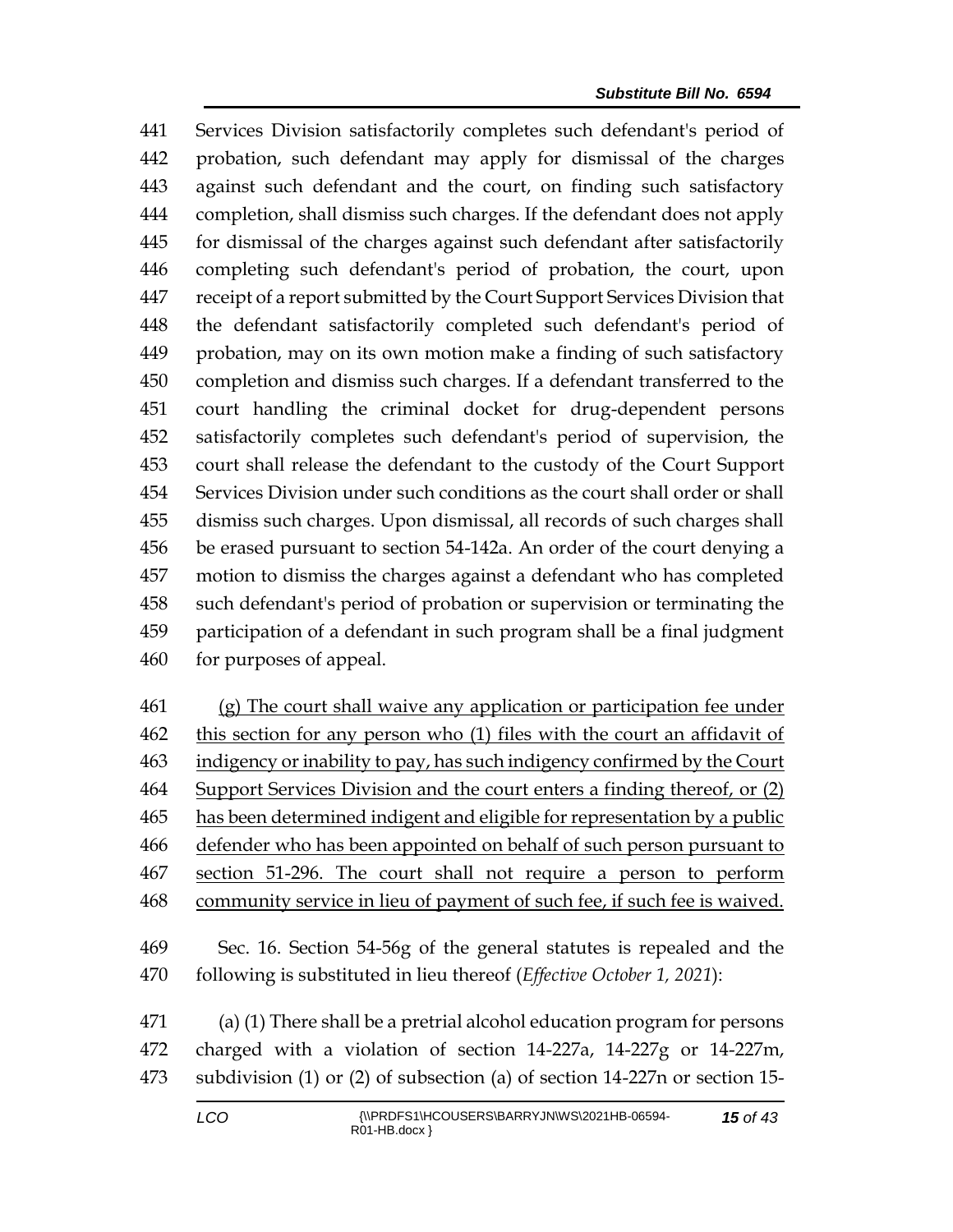Services Division satisfactorily completes such defendant's period of probation, such defendant may apply for dismissal of the charges against such defendant and the court, on finding such satisfactory completion, shall dismiss such charges. If the defendant does not apply for dismissal of the charges against such defendant after satisfactorily completing such defendant's period of probation, the court, upon receipt of a report submitted by the Court Support Services Division that the defendant satisfactorily completed such defendant's period of probation, may on its own motion make a finding of such satisfactory completion and dismiss such charges. If a defendant transferred to the court handling the criminal docket for drug-dependent persons satisfactorily completes such defendant's period of supervision, the court shall release the defendant to the custody of the Court Support Services Division under such conditions as the court shall order or shall dismiss such charges. Upon dismissal, all records of such charges shall be erased pursuant to section 54-142a. An order of the court denying a motion to dismiss the charges against a defendant who has completed such defendant's period of probation or supervision or terminating the participation of a defendant in such program shall be a final judgment for purposes of appeal.

<u>(g) The court shall waive any application or participation fee under this section for any person who (1) files with the court an affidavit of indigency or inability to pay, has such indigency confirmed by the Court Support Services Division and the court enters a finding thereof, or (2) has been determined indigent and eligible for representation by a public defender who has been appointed on behalf of such person pursuant to section 51-296. The court shall not require a person to perform community service in lieu of payment of such fee, if such fee is waived.</u>

Sec. 16. Section 54-56g of the general statutes is repealed and the following is substituted in lieu thereof (*Effective October 1, 2021*):

(a) (1) There shall be a pretrial alcohol education program for persons charged with a violation of section 14-227a, 14-227g or 14-227m, subdivision (1) or (2) of subsection (a) of section 14-227n or section 15-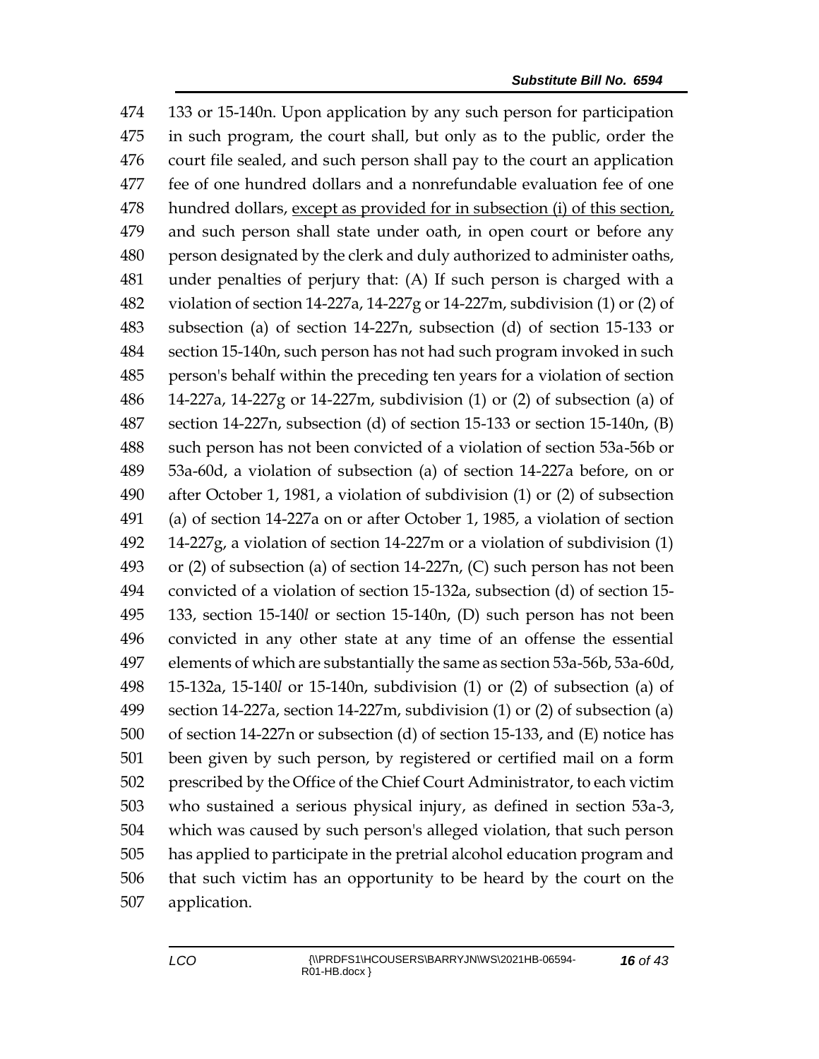474 133 or 15-140n. Upon application by any such person for participation
475 in such program, the court shall, but only as to the public, order the
476 court file sealed, and such person shall pay to the court an application
477 fee of one hundred dollars and a nonrefundable evaluation fee of one
478 hundred dollars, <u>except as provided for in subsection (i) of this section,</u>
479 and such person shall state under oath, in open court or before any
480 person designated by the clerk and duly authorized to administer oaths,
481 under penalties of perjury that: (A) If such person is charged with a
482 violation of section 14-227a, 14-227g or 14-227m, subdivision (1) or (2) of
483 subsection (a) of section 14-227n, subsection (d) of section 15-133 or
484 section 15-140n, such person has not had such program invoked in such
485 person's behalf within the preceding ten years for a violation of section
486 14-227a, 14-227g or 14-227m, subdivision (1) or (2) of subsection (a) of
487 section 14-227n, subsection (d) of section 15-133 or section 15-140n, (B)
488 such person has not been convicted of a violation of section 53a-56b or
489 53a-60d, a violation of subsection (a) of section 14-227a before, on or
490 after October 1, 1981, a violation of subdivision (1) or (2) of subsection
491 (a) of section 14-227a on or after October 1, 1985, a violation of section
492 14-227g, a violation of section 14-227m or a violation of subdivision (1)
493 or (2) of subsection (a) of section 14-227n, (C) such person has not been
494 convicted of a violation of section 15-132a, subsection (d) of section 15-
495 133, section 15-140*l* or section 15-140n, (D) such person has not been
496 convicted in any other state at any time of an offense the essential
497 elements of which are substantially the same as section 53a-56b, 53a-60d,
498 15-132a, 15-140*l* or 15-140n, subdivision (1) or (2) of subsection (a) of
499 section 14-227a, section 14-227m, subdivision (1) or (2) of subsection (a)
500 of section 14-227n or subsection (d) of section 15-133, and (E) notice has
501 been given by such person, by registered or certified mail on a form
502 prescribed by the Office of the Chief Court Administrator, to each victim
503 who sustained a serious physical injury, as defined in section 53a-3,
504 which was caused by such person's alleged violation, that such person
505 has applied to participate in the pretrial alcohol education program and
506 that such victim has an opportunity to be heard by the court on the
507 application.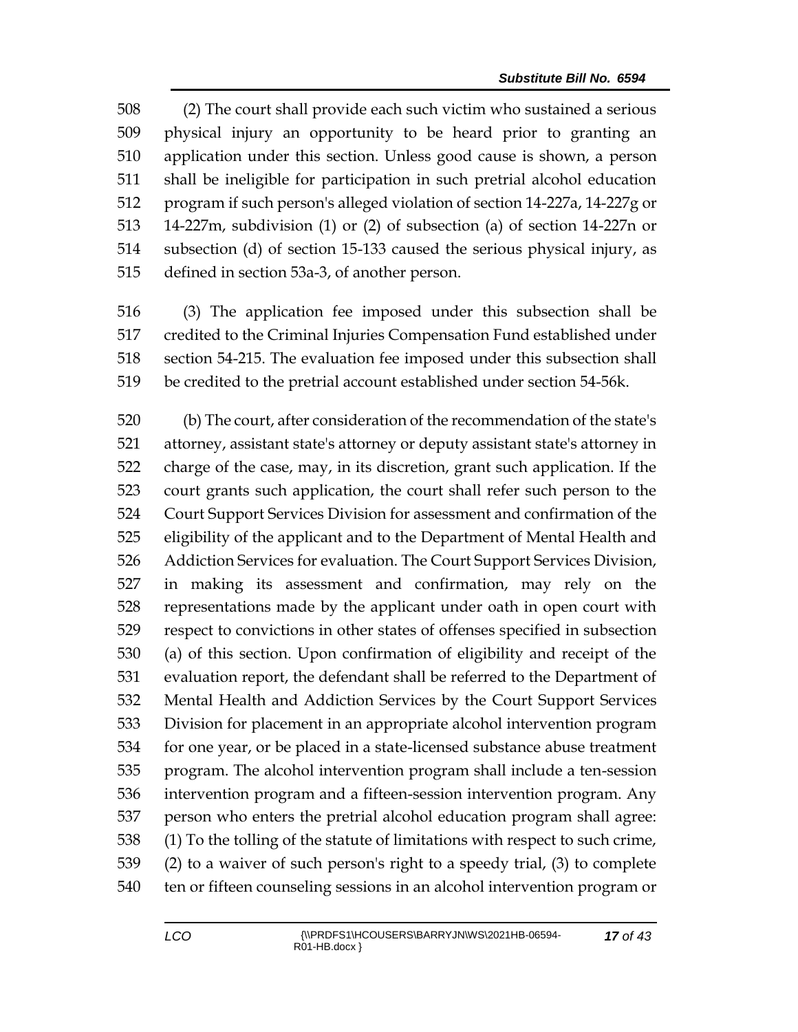(2) The court shall provide each such victim who sustained a serious physical injury an opportunity to be heard prior to granting an application under this section. Unless good cause is shown, a person shall be ineligible for participation in such pretrial alcohol education program if such person's alleged violation of section 14-227a, 14-227g or 14-227m, subdivision (1) or (2) of subsection (a) of section 14-227n or subsection (d) of section 15-133 caused the serious physical injury, as defined in section 53a-3, of another person.

(3) The application fee imposed under this subsection shall be credited to the Criminal Injuries Compensation Fund established under section 54-215. The evaluation fee imposed under this subsection shall be credited to the pretrial account established under section 54-56k.

(b) The court, after consideration of the recommendation of the state's attorney, assistant state's attorney or deputy assistant state's attorney in charge of the case, may, in its discretion, grant such application. If the court grants such application, the court shall refer such person to the Court Support Services Division for assessment and confirmation of the eligibility of the applicant and to the Department of Mental Health and Addiction Services for evaluation. The Court Support Services Division, in making its assessment and confirmation, may rely on the representations made by the applicant under oath in open court with respect to convictions in other states of offenses specified in subsection (a) of this section. Upon confirmation of eligibility and receipt of the evaluation report, the defendant shall be referred to the Department of Mental Health and Addiction Services by the Court Support Services Division for placement in an appropriate alcohol intervention program for one year, or be placed in a state-licensed substance abuse treatment program. The alcohol intervention program shall include a ten-session intervention program and a fifteen-session intervention program. Any person who enters the pretrial alcohol education program shall agree: (1) To the tolling of the statute of limitations with respect to such crime, (2) to a waiver of such person's right to a speedy trial, (3) to complete ten or fifteen counseling sessions in an alcohol intervention program or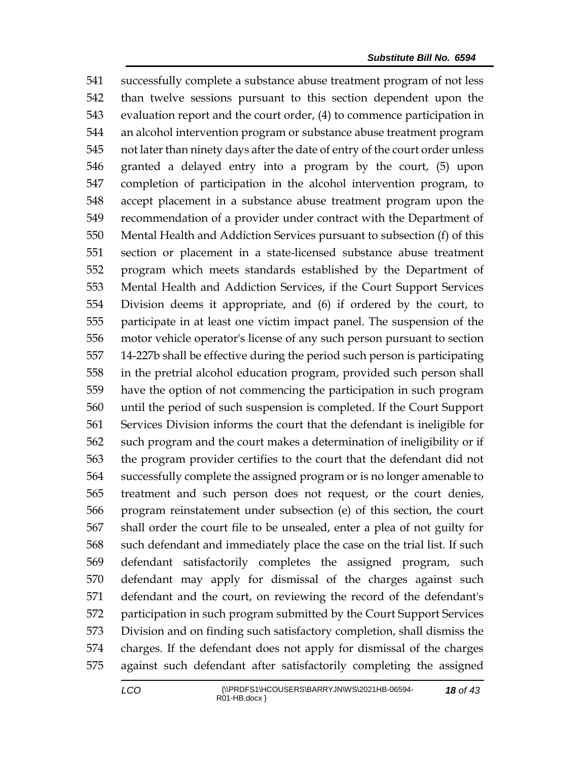successfully complete a substance abuse treatment program of not less than twelve sessions pursuant to this section dependent upon the evaluation report and the court order, (4) to commence participation in an alcohol intervention program or substance abuse treatment program not later than ninety days after the date of entry of the court order unless granted a delayed entry into a program by the court, (5) upon completion of participation in the alcohol intervention program, to accept placement in a substance abuse treatment program upon the recommendation of a provider under contract with the Department of Mental Health and Addiction Services pursuant to subsection (f) of this section or placement in a state-licensed substance abuse treatment program which meets standards established by the Department of Mental Health and Addiction Services, if the Court Support Services Division deems it appropriate, and (6) if ordered by the court, to participate in at least one victim impact panel. The suspension of the motor vehicle operator's license of any such person pursuant to section 14-227b shall be effective during the period such person is participating in the pretrial alcohol education program, provided such person shall have the option of not commencing the participation in such program until the period of such suspension is completed. If the Court Support Services Division informs the court that the defendant is ineligible for such program and the court makes a determination of ineligibility or if the program provider certifies to the court that the defendant did not successfully complete the assigned program or is no longer amenable to treatment and such person does not request, or the court denies, program reinstatement under subsection (e) of this section, the court shall order the court file to be unsealed, enter a plea of not guilty for such defendant and immediately place the case on the trial list. If such defendant satisfactorily completes the assigned program, such defendant may apply for dismissal of the charges against such defendant and the court, on reviewing the record of the defendant's participation in such program submitted by the Court Support Services Division and on finding such satisfactory completion, shall dismiss the charges. If the defendant does not apply for dismissal of the charges against such defendant after satisfactorily completing the assigned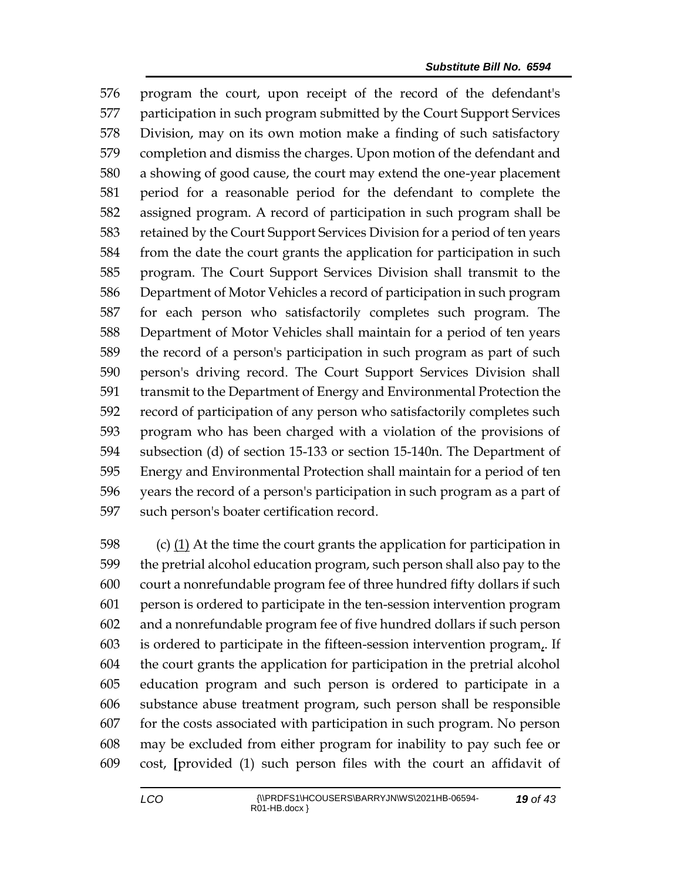program the court, upon receipt of the record of the defendant's participation in such program submitted by the Court Support Services Division, may on its own motion make a finding of such satisfactory completion and dismiss the charges. Upon motion of the defendant and a showing of good cause, the court may extend the one-year placement period for a reasonable period for the defendant to complete the assigned program. A record of participation in such program shall be retained by the Court Support Services Division for a period of ten years from the date the court grants the application for participation in such program. The Court Support Services Division shall transmit to the Department of Motor Vehicles a record of participation in such program for each person who satisfactorily completes such program. The Department of Motor Vehicles shall maintain for a period of ten years the record of a person's participation in such program as part of such person's driving record. The Court Support Services Division shall transmit to the Department of Energy and Environmental Protection the record of participation of any person who satisfactorily completes such program who has been charged with a violation of the provisions of subsection (d) of section 15-133 or section 15-140n. The Department of Energy and Environmental Protection shall maintain for a period of ten years the record of a person's participation in such program as a part of such person's boater certification record.

(c) (1) At the time the court grants the application for participation in the pretrial alcohol education program, such person shall also pay to the court a nonrefundable program fee of three hundred fifty dollars if such person is ordered to participate in the ten-session intervention program and a nonrefundable program fee of five hundred dollars if such person is ordered to participate in the fifteen-session intervention program[,]. If the court grants the application for participation in the pretrial alcohol education program and such person is ordered to participate in a substance abuse treatment program, such person shall be responsible for the costs associated with participation in such program. No person may be excluded from either program for inability to pay such fee or cost, [provided (1) such person files with the court an affidavit of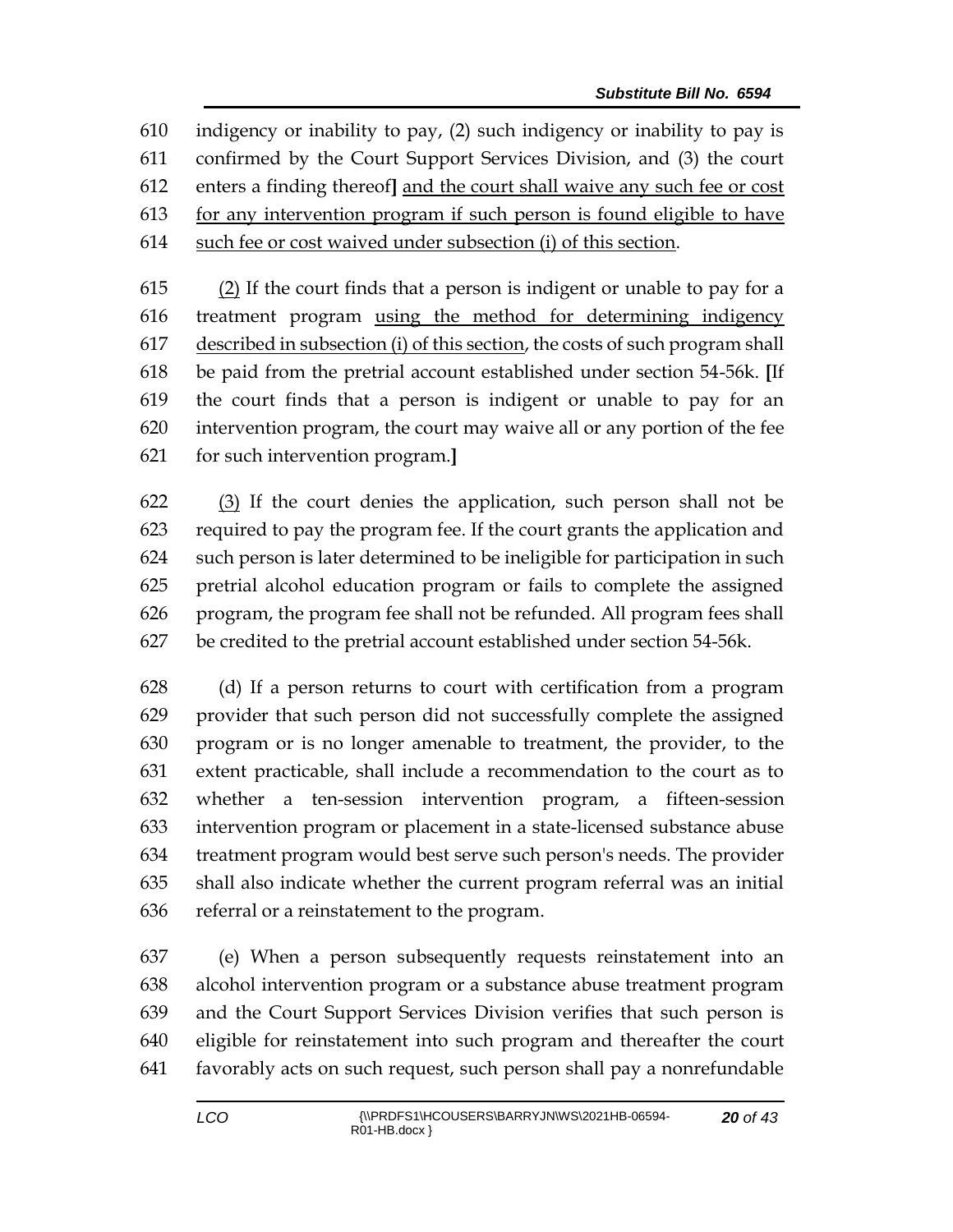610 indigency or inability to pay, (2) such indigency or inability to pay is
611 confirmed by the Court Support Services Division, and (3) the court
612 enters a finding thereof] <u>and the court shall waive any such fee or cost</u>
613 <u>for any intervention program if such person is found eligible to have</u>
614 <u>such fee or cost waived under subsection (i) of this section</u>.

615 <u>(2)</u> If the court finds that a person is indigent or unable to pay for a
616 treatment program <u>using the method for determining indigency</u>
617 <u>described in subsection (i) of this section</u>, the costs of such program shall
618 be paid from the pretrial account established under section 54-56k. **[**If
619 the court finds that a person is indigent or unable to pay for an
620 intervention program, the court may waive all or any portion of the fee
621 for such intervention program.**]**

622 <u>(3)</u> If the court denies the application, such person shall not be
623 required to pay the program fee. If the court grants the application and
624 such person is later determined to be ineligible for participation in such
625 pretrial alcohol education program or fails to complete the assigned
626 program, the program fee shall not be refunded. All program fees shall
627 be credited to the pretrial account established under section 54-56k.

628 (d) If a person returns to court with certification from a program
629 provider that such person did not successfully complete the assigned
630 program or is no longer amenable to treatment, the provider, to the
631 extent practicable, shall include a recommendation to the court as to
632 whether a ten-session intervention program, a fifteen-session
633 intervention program or placement in a state-licensed substance abuse
634 treatment program would best serve such person's needs. The provider
635 shall also indicate whether the current program referral was an initial
636 referral or a reinstatement to the program.

637 (e) When a person subsequently requests reinstatement into an
638 alcohol intervention program or a substance abuse treatment program
639 and the Court Support Services Division verifies that such person is
640 eligible for reinstatement into such program and thereafter the court
641 favorably acts on such request, such person shall pay a nonrefundable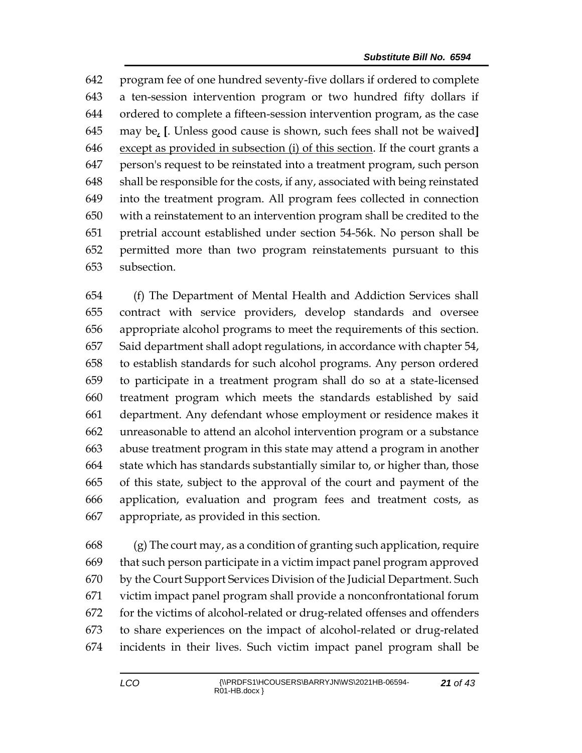642 program fee of one hundred seventy-five dollars if ordered to complete
643 a ten-session intervention program or two hundred fifty dollars if
644 ordered to complete a fifteen-session intervention program, as the case
645 may be, **[**. Unless good cause is shown, such fees shall not be waived**]**
646 <u>except as provided in subsection (i) of this section</u>. If the court grants a
647 person's request to be reinstated into a treatment program, such person
648 shall be responsible for the costs, if any, associated with being reinstated
649 into the treatment program. All program fees collected in connection
650 with a reinstatement to an intervention program shall be credited to the
651 pretrial account established under section 54-56k. No person shall be
652 permitted more than two program reinstatements pursuant to this
653 subsection.

654 (f) The Department of Mental Health and Addiction Services shall
655 contract with service providers, develop standards and oversee
656 appropriate alcohol programs to meet the requirements of this section.
657 Said department shall adopt regulations, in accordance with chapter 54,
658 to establish standards for such alcohol programs. Any person ordered
659 to participate in a treatment program shall do so at a state-licensed
660 treatment program which meets the standards established by said
661 department. Any defendant whose employment or residence makes it
662 unreasonable to attend an alcohol intervention program or a substance
663 abuse treatment program in this state may attend a program in another
664 state which has standards substantially similar to, or higher than, those
665 of this state, subject to the approval of the court and payment of the
666 application, evaluation and program fees and treatment costs, as
667 appropriate, as provided in this section.

668 (g) The court may, as a condition of granting such application, require
669 that such person participate in a victim impact panel program approved
670 by the Court Support Services Division of the Judicial Department. Such
671 victim impact panel program shall provide a nonconfrontational forum
672 for the victims of alcohol-related or drug-related offenses and offenders
673 to share experiences on the impact of alcohol-related or drug-related
674 incidents in their lives. Such victim impact panel program shall be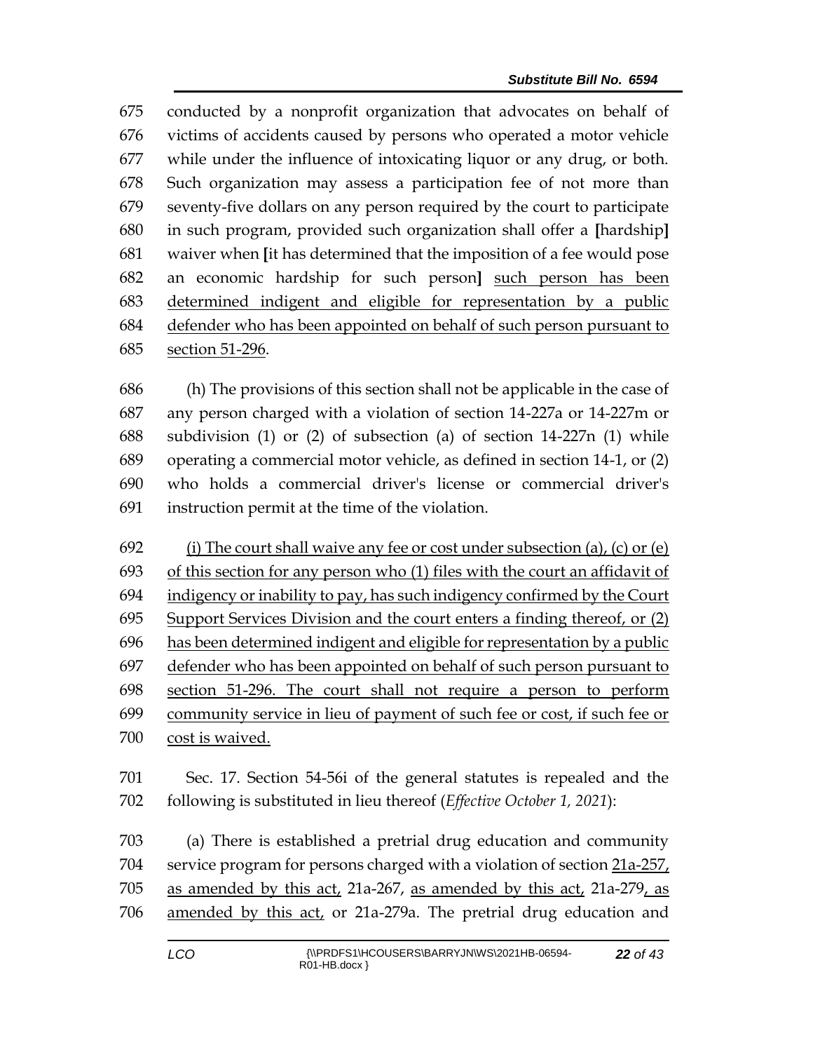conducted by a nonprofit organization that advocates on behalf of victims of accidents caused by persons who operated a motor vehicle while under the influence of intoxicating liquor or any drug, or both. Such organization may assess a participation fee of not more than seventy-five dollars on any person required by the court to participate in such program, provided such organization shall offer a [hardship] waiver when [it has determined that the imposition of a fee would pose an economic hardship for such person] <u>such person has been determined indigent and eligible for representation by a public defender who has been appointed on behalf of such person pursuant to section 51-296</u>.

(h) The provisions of this section shall not be applicable in the case of any person charged with a violation of section 14-227a or 14-227m or subdivision (1) or (2) of subsection (a) of section 14-227n (1) while operating a commercial motor vehicle, as defined in section 14-1, or (2) who holds a commercial driver's license or commercial driver's instruction permit at the time of the violation.

<u>(i) The court shall waive any fee or cost under subsection (a), (c) or (e) of this section for any person who (1) files with the court an affidavit of indigency or inability to pay, has such indigency confirmed by the Court Support Services Division and the court enters a finding thereof, or (2) has been determined indigent and eligible for representation by a public defender who has been appointed on behalf of such person pursuant to section 51-296. The court shall not require a person to perform community service in lieu of payment of such fee or cost, if such fee or cost is waived.</u>

Sec. 17. Section 54-56i of the general statutes is repealed and the following is substituted in lieu thereof (*Effective October 1, 2021*):

(a) There is established a pretrial drug education and community service program for persons charged with a violation of section <u>21a-257, as amended by this act,</u> 21a-267, <u>as amended by this act,</u> 21a-279<u>, as amended by this act,</u> or 21a-279a. The pretrial drug education and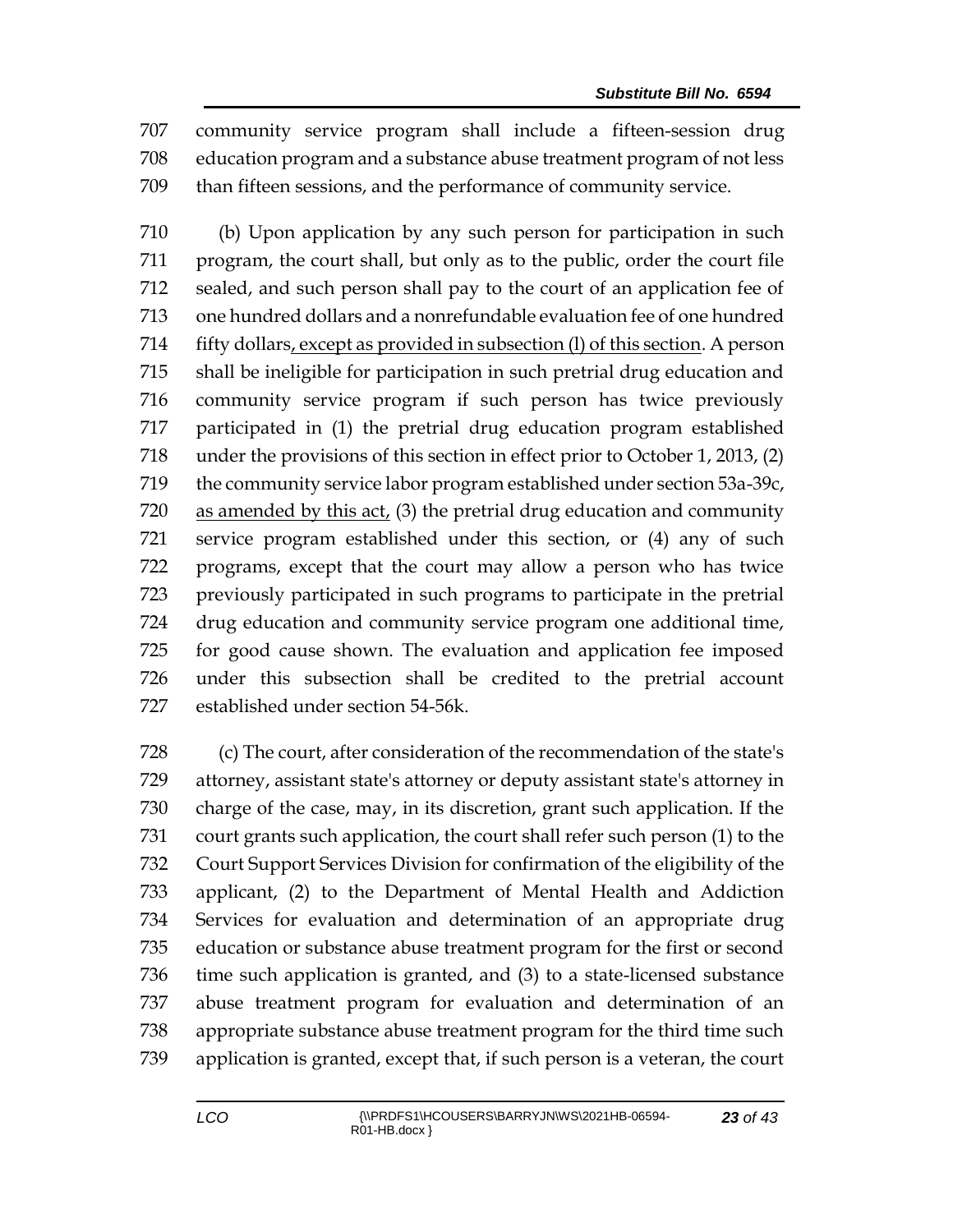community service program shall include a fifteen-session drug education program and a substance abuse treatment program of not less than fifteen sessions, and the performance of community service.

(b) Upon application by any such person for participation in such program, the court shall, but only as to the public, order the court file sealed, and such person shall pay to the court of an application fee of one hundred dollars and a nonrefundable evaluation fee of one hundred fifty dollars, except as provided in subsection (l) of this section. A person shall be ineligible for participation in such pretrial drug education and community service program if such person has twice previously participated in (1) the pretrial drug education program established under the provisions of this section in effect prior to October 1, 2013, (2) the community service labor program established under section 53a-39c, as amended by this act, (3) the pretrial drug education and community service program established under this section, or (4) any of such programs, except that the court may allow a person who has twice previously participated in such programs to participate in the pretrial drug education and community service program one additional time, for good cause shown. The evaluation and application fee imposed under this subsection shall be credited to the pretrial account established under section 54-56k.

(c) The court, after consideration of the recommendation of the state's attorney, assistant state's attorney or deputy assistant state's attorney in charge of the case, may, in its discretion, grant such application. If the court grants such application, the court shall refer such person (1) to the Court Support Services Division for confirmation of the eligibility of the applicant, (2) to the Department of Mental Health and Addiction Services for evaluation and determination of an appropriate drug education or substance abuse treatment program for the first or second time such application is granted, and (3) to a state-licensed substance abuse treatment program for evaluation and determination of an appropriate substance abuse treatment program for the third time such application is granted, except that, if such person is a veteran, the court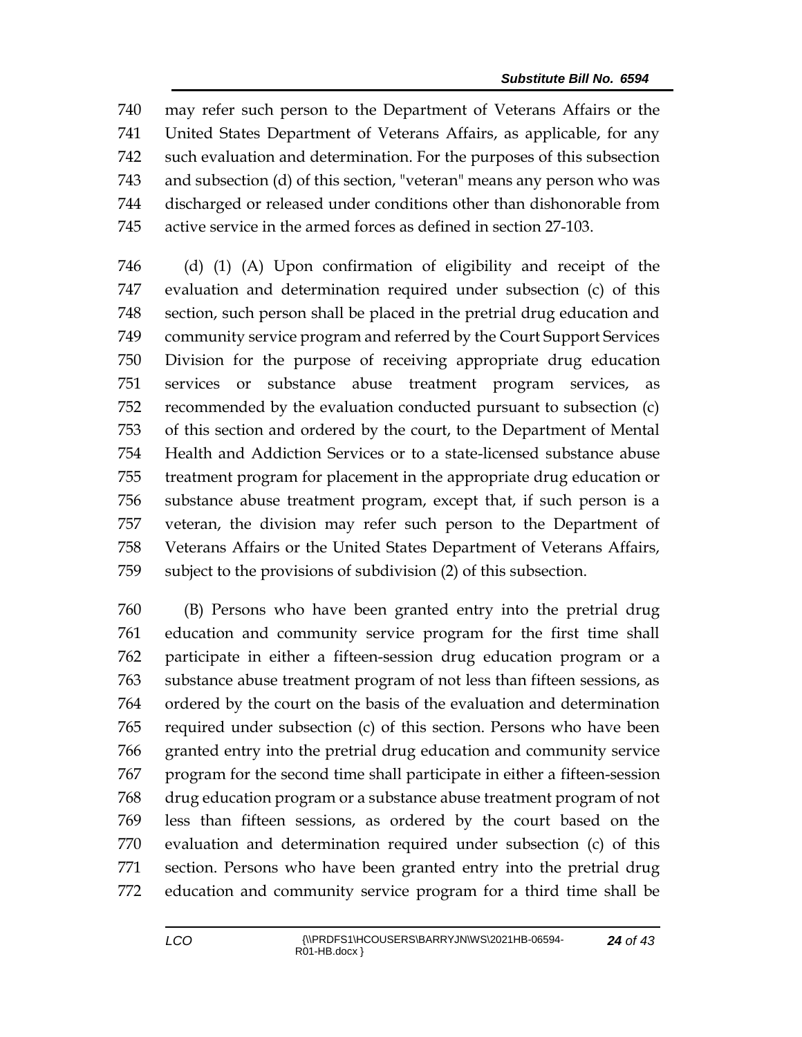may refer such person to the Department of Veterans Affairs or the United States Department of Veterans Affairs, as applicable, for any such evaluation and determination. For the purposes of this subsection and subsection (d) of this section, "veteran" means any person who was discharged or released under conditions other than dishonorable from active service in the armed forces as defined in section 27-103.

(d) (1) (A) Upon confirmation of eligibility and receipt of the evaluation and determination required under subsection (c) of this section, such person shall be placed in the pretrial drug education and community service program and referred by the Court Support Services Division for the purpose of receiving appropriate drug education services or substance abuse treatment program services, as recommended by the evaluation conducted pursuant to subsection (c) of this section and ordered by the court, to the Department of Mental Health and Addiction Services or to a state-licensed substance abuse treatment program for placement in the appropriate drug education or substance abuse treatment program, except that, if such person is a veteran, the division may refer such person to the Department of Veterans Affairs or the United States Department of Veterans Affairs, subject to the provisions of subdivision (2) of this subsection.

(B) Persons who have been granted entry into the pretrial drug education and community service program for the first time shall participate in either a fifteen-session drug education program or a substance abuse treatment program of not less than fifteen sessions, as ordered by the court on the basis of the evaluation and determination required under subsection (c) of this section. Persons who have been granted entry into the pretrial drug education and community service program for the second time shall participate in either a fifteen-session drug education program or a substance abuse treatment program of not less than fifteen sessions, as ordered by the court based on the evaluation and determination required under subsection (c) of this section. Persons who have been granted entry into the pretrial drug education and community service program for a third time shall be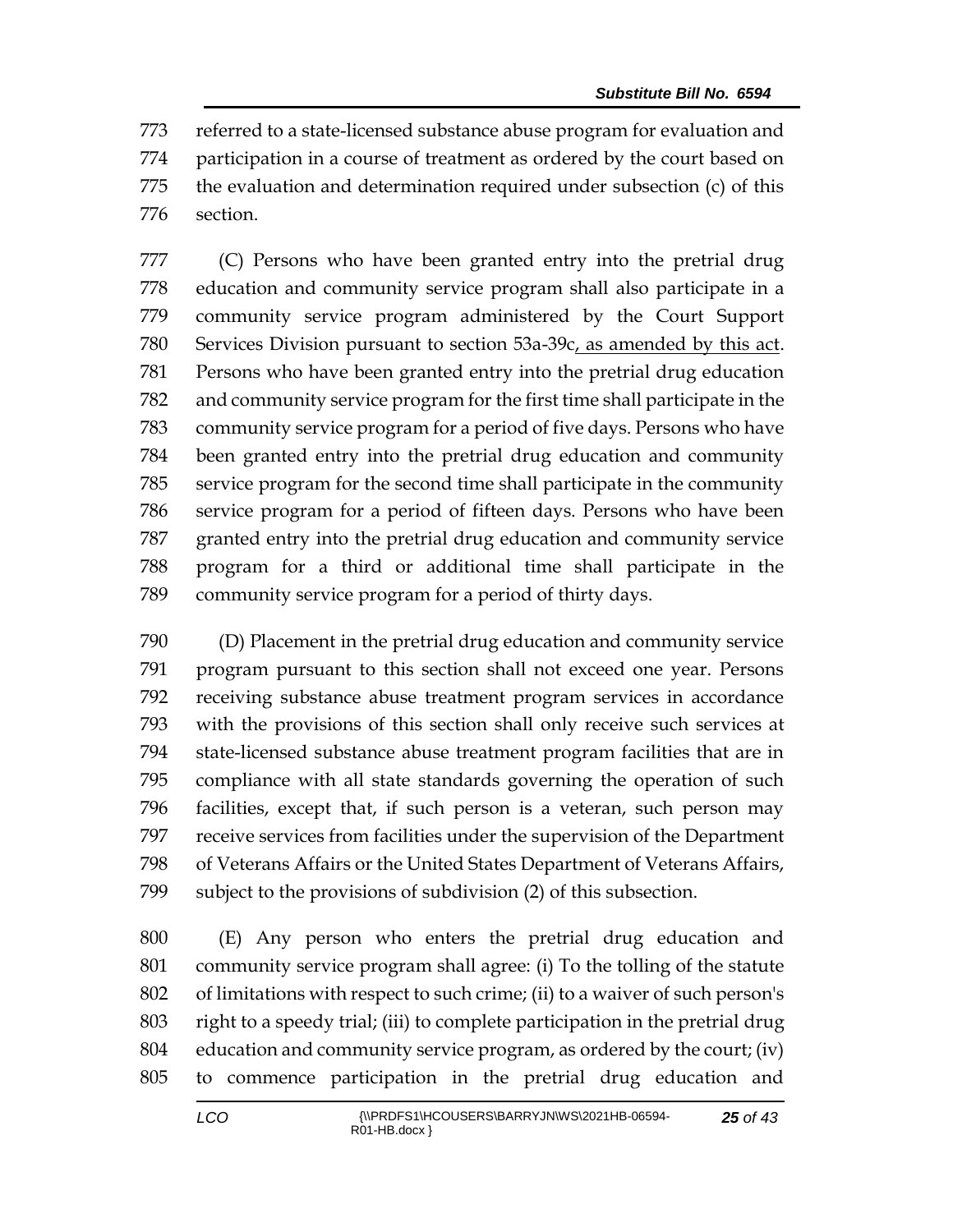referred to a state-licensed substance abuse program for evaluation and participation in a course of treatment as ordered by the court based on the evaluation and determination required under subsection (c) of this section.

(C) Persons who have been granted entry into the pretrial drug education and community service program shall also participate in a community service program administered by the Court Support Services Division pursuant to section 53a-39c<u>, as amended by this act</u>. Persons who have been granted entry into the pretrial drug education and community service program for the first time shall participate in the community service program for a period of five days. Persons who have been granted entry into the pretrial drug education and community service program for the second time shall participate in the community service program for a period of fifteen days. Persons who have been granted entry into the pretrial drug education and community service program for a third or additional time shall participate in the community service program for a period of thirty days.

(D) Placement in the pretrial drug education and community service program pursuant to this section shall not exceed one year. Persons receiving substance abuse treatment program services in accordance with the provisions of this section shall only receive such services at state-licensed substance abuse treatment program facilities that are in compliance with all state standards governing the operation of such facilities, except that, if such person is a veteran, such person may receive services from facilities under the supervision of the Department of Veterans Affairs or the United States Department of Veterans Affairs, subject to the provisions of subdivision (2) of this subsection.

(E) Any person who enters the pretrial drug education and community service program shall agree: (i) To the tolling of the statute of limitations with respect to such crime; (ii) to a waiver of such person's right to a speedy trial; (iii) to complete participation in the pretrial drug education and community service program, as ordered by the court; (iv) to commence participation in the pretrial drug education and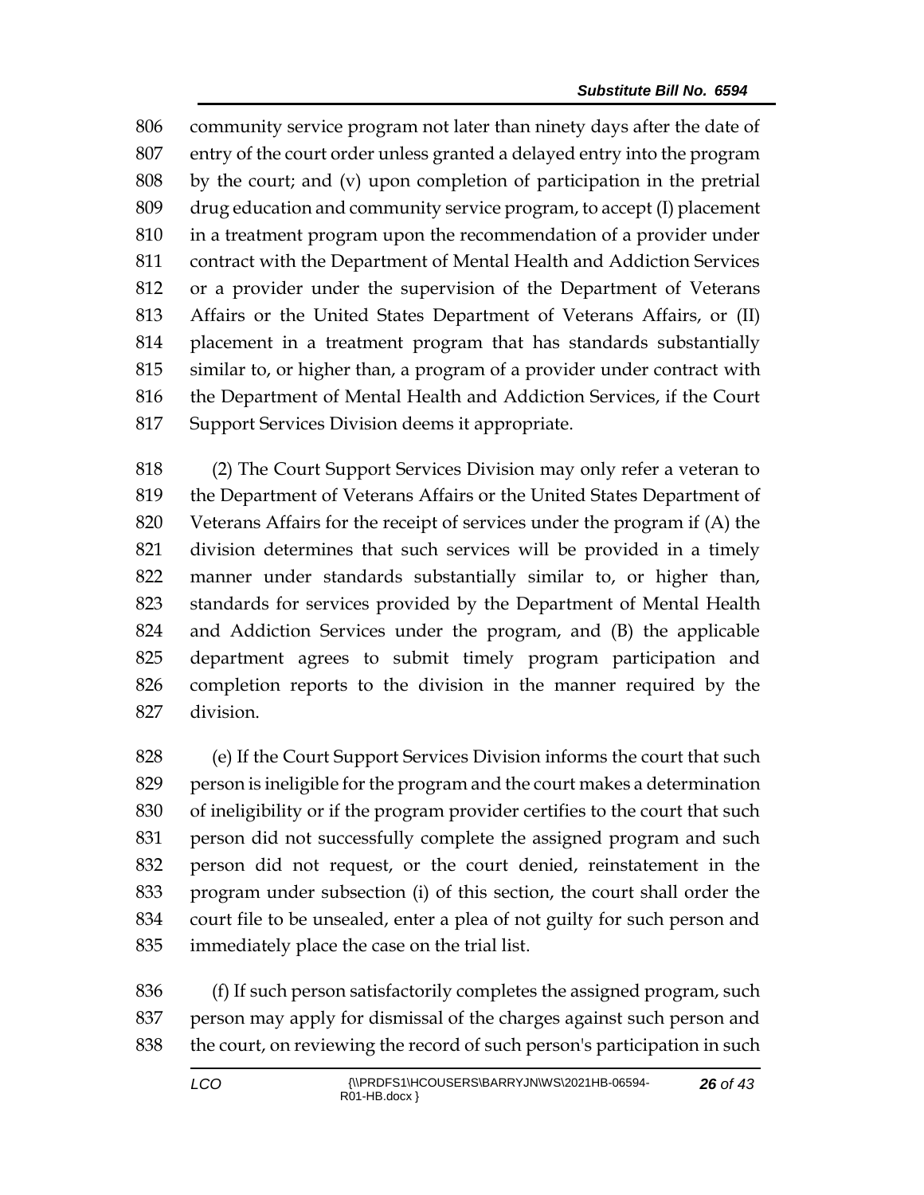community service program not later than ninety days after the date of entry of the court order unless granted a delayed entry into the program by the court; and (v) upon completion of participation in the pretrial drug education and community service program, to accept (I) placement in a treatment program upon the recommendation of a provider under contract with the Department of Mental Health and Addiction Services or a provider under the supervision of the Department of Veterans Affairs or the United States Department of Veterans Affairs, or (II) placement in a treatment program that has standards substantially similar to, or higher than, a program of a provider under contract with the Department of Mental Health and Addiction Services, if the Court Support Services Division deems it appropriate.

(2) The Court Support Services Division may only refer a veteran to the Department of Veterans Affairs or the United States Department of Veterans Affairs for the receipt of services under the program if (A) the division determines that such services will be provided in a timely manner under standards substantially similar to, or higher than, standards for services provided by the Department of Mental Health and Addiction Services under the program, and (B) the applicable department agrees to submit timely program participation and completion reports to the division in the manner required by the division.

(e) If the Court Support Services Division informs the court that such person is ineligible for the program and the court makes a determination of ineligibility or if the program provider certifies to the court that such person did not successfully complete the assigned program and such person did not request, or the court denied, reinstatement in the program under subsection (i) of this section, the court shall order the court file to be unsealed, enter a plea of not guilty for such person and immediately place the case on the trial list.

(f) If such person satisfactorily completes the assigned program, such person may apply for dismissal of the charges against such person and the court, on reviewing the record of such person's participation in such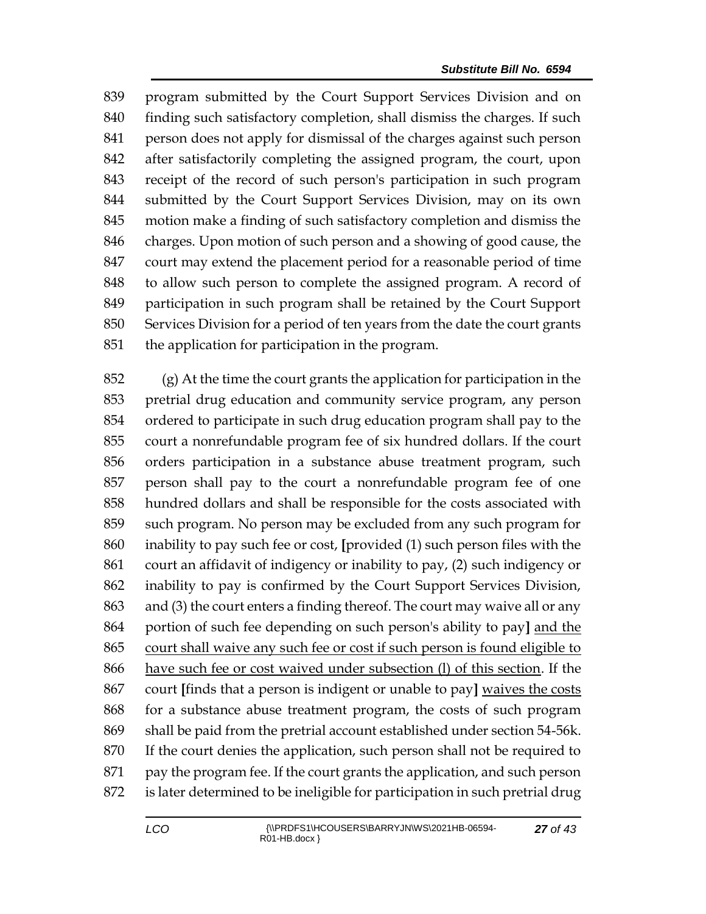839 program submitted by the Court Support Services Division and on
840 finding such satisfactory completion, shall dismiss the charges. If such
841 person does not apply for dismissal of the charges against such person
842 after satisfactorily completing the assigned program, the court, upon
843 receipt of the record of such person's participation in such program
844 submitted by the Court Support Services Division, may on its own
845 motion make a finding of such satisfactory completion and dismiss the
846 charges. Upon motion of such person and a showing of good cause, the
847 court may extend the placement period for a reasonable period of time
848 to allow such person to complete the assigned program. A record of
849 participation in such program shall be retained by the Court Support
850 Services Division for a period of ten years from the date the court grants
851 the application for participation in the program.

852 (g) At the time the court grants the application for participation in the
853 pretrial drug education and community service program, any person
854 ordered to participate in such drug education program shall pay to the
855 court a nonrefundable program fee of six hundred dollars. If the court
856 orders participation in a substance abuse treatment program, such
857 person shall pay to the court a nonrefundable program fee of one
858 hundred dollars and shall be responsible for the costs associated with
859 such program. No person may be excluded from any such program for
860 inability to pay such fee or cost, **[**provided (1) such person files with the
861 court an affidavit of indigency or inability to pay, (2) such indigency or
862 inability to pay is confirmed by the Court Support Services Division,
863 and (3) the court enters a finding thereof. The court may waive all or any
864 portion of such fee depending on such person's ability to pay**]** <u>and the</u>
865 <u>court shall waive any such fee or cost if such person is found eligible to</u>
866 <u>have such fee or cost waived under subsection (l) of this section</u>. If the
867 court **[**finds that a person is indigent or unable to pay**]** <u>waives the costs</u>
868 for a substance abuse treatment program, the costs of such program
869 shall be paid from the pretrial account established under section 54-56k.
870 If the court denies the application, such person shall not be required to
871 pay the program fee. If the court grants the application, and such person
872 is later determined to be ineligible for participation in such pretrial drug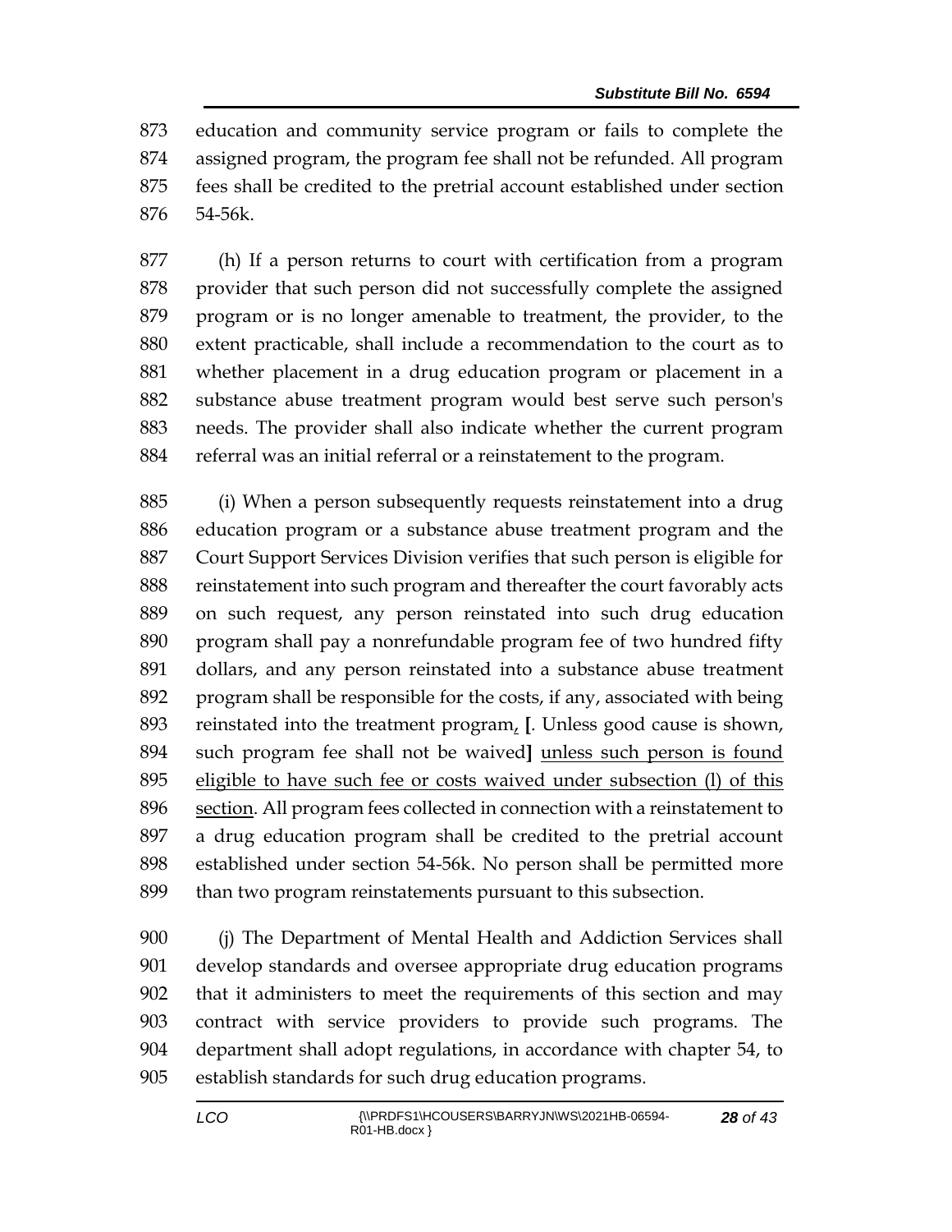873 education and community service program or fails to complete the
874 assigned program, the program fee shall not be refunded. All program
875 fees shall be credited to the pretrial account established under section
876 54-56k.

877 (h) If a person returns to court with certification from a program
878 provider that such person did not successfully complete the assigned
879 program or is no longer amenable to treatment, the provider, to the
880 extent practicable, shall include a recommendation to the court as to
881 whether placement in a drug education program or placement in a
882 substance abuse treatment program would best serve such person's
883 needs. The provider shall also indicate whether the current program
884 referral was an initial referral or a reinstatement to the program.

885 (i) When a person subsequently requests reinstatement into a drug
886 education program or a substance abuse treatment program and the
887 Court Support Services Division verifies that such person is eligible for
888 reinstatement into such program and thereafter the court favorably acts
889 on such request, any person reinstated into such drug education
890 program shall pay a nonrefundable program fee of two hundred fifty
891 dollars, and any person reinstated into a substance abuse treatment
892 program shall be responsible for the costs, if any, associated with being
893 reinstated into the treatment program<u>,</u> **[**. Unless good cause is shown,
894 such program fee shall not be waived**]** <u>unless such person is found</u>
895 <u>eligible to have such fee or costs waived under subsection (l) of this</u>
896 <u>section</u>. All program fees collected in connection with a reinstatement to
897 a drug education program shall be credited to the pretrial account
898 established under section 54-56k. No person shall be permitted more
899 than two program reinstatements pursuant to this subsection.

900 (j) The Department of Mental Health and Addiction Services shall
901 develop standards and oversee appropriate drug education programs
902 that it administers to meet the requirements of this section and may
903 contract with service providers to provide such programs. The
904 department shall adopt regulations, in accordance with chapter 54, to
905 establish standards for such drug education programs.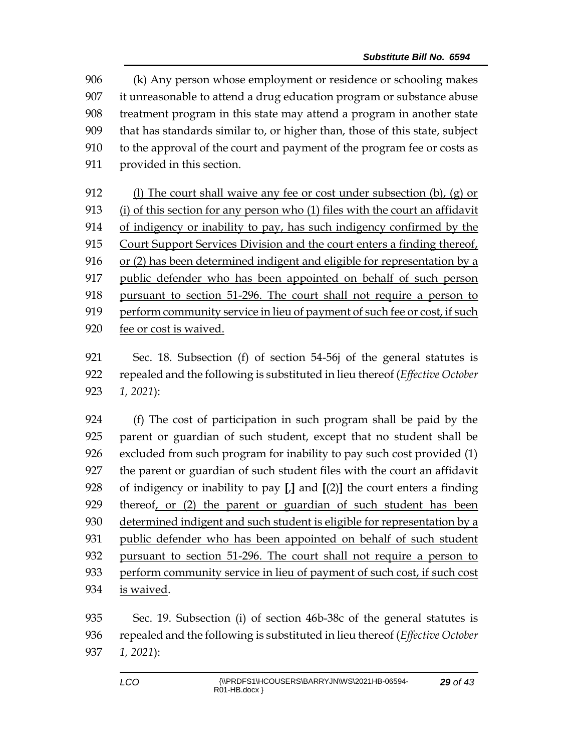906 (k) Any person whose employment or residence or schooling makes
907 it unreasonable to attend a drug education program or substance abuse
908 treatment program in this state may attend a program in another state
909 that has standards similar to, or higher than, those of this state, subject
910 to the approval of the court and payment of the program fee or costs as
911 provided in this section.

912 <u>(l) The court shall waive any fee or cost under subsection (b), (g) or</u>
913 <u>(i) of this section for any person who (1) files with the court an affidavit</u>
914 <u>of indigency or inability to pay, has such indigency confirmed by the</u>
915 <u>Court Support Services Division and the court enters a finding thereof,</u>
916 <u>or (2) has been determined indigent and eligible for representation by a</u>
917 <u>public defender who has been appointed on behalf of such person</u>
918 <u>pursuant to section 51-296. The court shall not require a person to</u>
919 <u>perform community service in lieu of payment of such fee or cost, if such</u>
920 <u>fee or cost is waived.</u>

921 Sec. 18. Subsection (f) of section 54-56j of the general statutes is
922 repealed and the following is substituted in lieu thereof (*Effective October*
923 *1, 2021*):

924 (f) The cost of participation in such program shall be paid by the
925 parent or guardian of such student, except that no student shall be
926 excluded from such program for inability to pay such cost provided (1)
927 the parent or guardian of such student files with the court an affidavit
928 of indigency or inability to pay **[**,**]** and **[**(2)**]** the court enters a finding
929 thereof<u>, or (2) the parent or guardian of such student has been</u>
930 <u>determined indigent and such student is eligible for representation by a</u>
931 <u>public defender who has been appointed on behalf of such student</u>
932 <u>pursuant to section 51-296. The court shall not require a person to</u>
933 <u>perform community service in lieu of payment of such cost, if such cost</u>
934 <u>is waived</u>.

935 Sec. 19. Subsection (i) of section 46b-38c of the general statutes is
936 repealed and the following is substituted in lieu thereof (*Effective October*
937 *1, 2021*):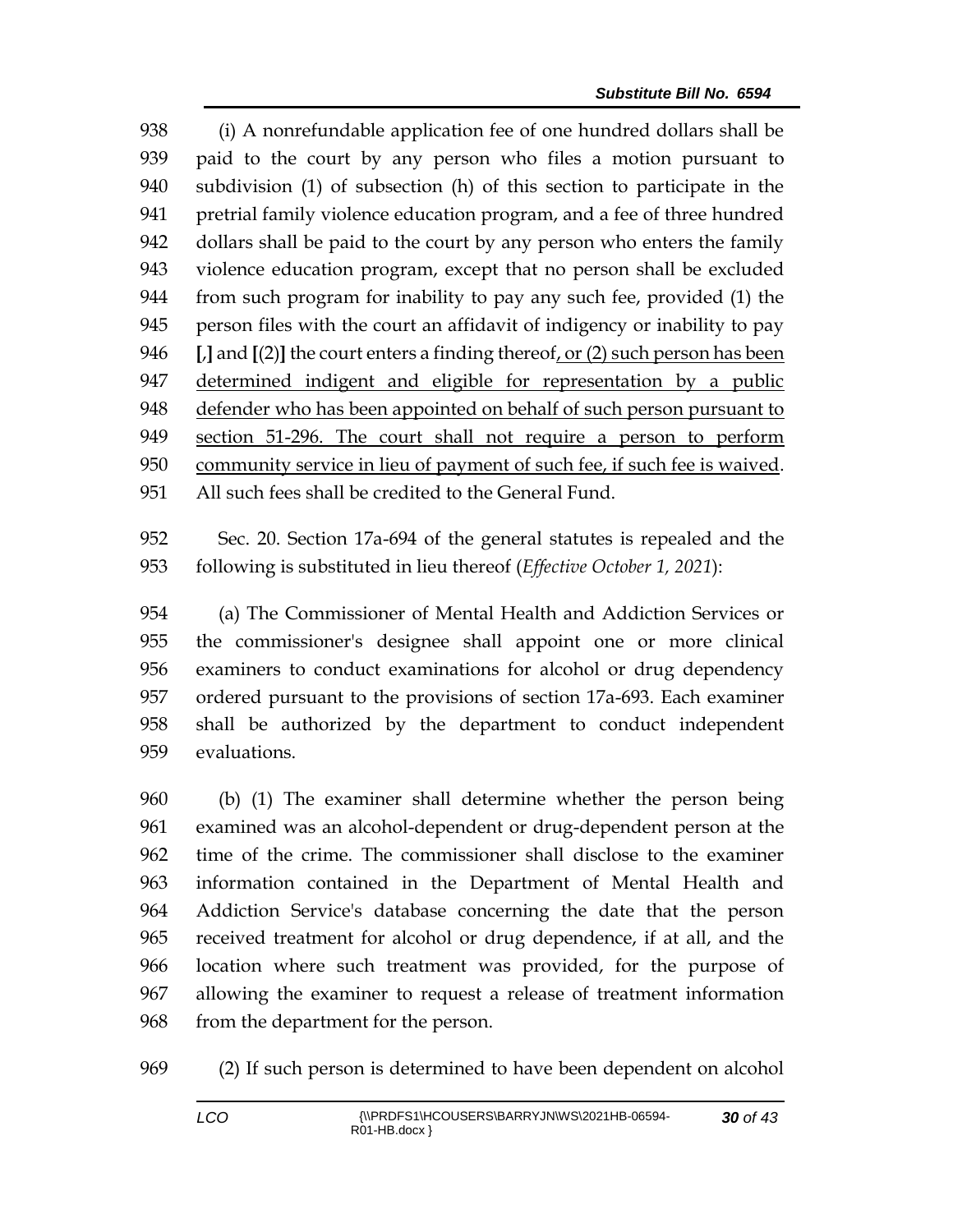(i) A nonrefundable application fee of one hundred dollars shall be paid to the court by any person who files a motion pursuant to subdivision (1) of subsection (h) of this section to participate in the pretrial family violence education program, and a fee of three hundred dollars shall be paid to the court by any person who enters the family violence education program, except that no person shall be excluded from such program for inability to pay any such fee, provided (1) the person files with the court an affidavit of indigency or inability to pay **[**,**]** and **[**(2)**]** the court enters a finding thereof<u>, or (2) such person has been determined indigent and eligible for representation by a public defender who has been appointed on behalf of such person pursuant to section 51-296. The court shall not require a person to perform community service in lieu of payment of such fee, if such fee is waived</u>. All such fees shall be credited to the General Fund.

Sec. 20. Section 17a-694 of the general statutes is repealed and the following is substituted in lieu thereof (*Effective October 1, 2021*):

(a) The Commissioner of Mental Health and Addiction Services or the commissioner's designee shall appoint one or more clinical examiners to conduct examinations for alcohol or drug dependency ordered pursuant to the provisions of section 17a-693. Each examiner shall be authorized by the department to conduct independent evaluations.

(b) (1) The examiner shall determine whether the person being examined was an alcohol-dependent or drug-dependent person at the time of the crime. The commissioner shall disclose to the examiner information contained in the Department of Mental Health and Addiction Service's database concerning the date that the person received treatment for alcohol or drug dependence, if at all, and the location where such treatment was provided, for the purpose of allowing the examiner to request a release of treatment information from the department for the person.

(2) If such person is determined to have been dependent on alcohol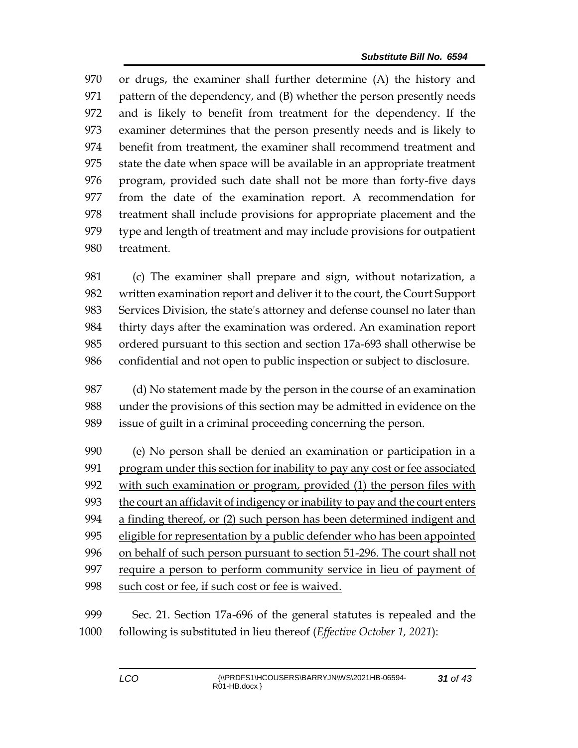or drugs, the examiner shall further determine (A) the history and pattern of the dependency, and (B) whether the person presently needs and is likely to benefit from treatment for the dependency. If the examiner determines that the person presently needs and is likely to benefit from treatment, the examiner shall recommend treatment and state the date when space will be available in an appropriate treatment program, provided such date shall not be more than forty-five days from the date of the examination report. A recommendation for treatment shall include provisions for appropriate placement and the type and length of treatment and may include provisions for outpatient treatment.

(c) The examiner shall prepare and sign, without notarization, a written examination report and deliver it to the court, the Court Support Services Division, the state's attorney and defense counsel no later than thirty days after the examination was ordered. An examination report ordered pursuant to this section and section 17a-693 shall otherwise be confidential and not open to public inspection or subject to disclosure.

(d) No statement made by the person in the course of an examination under the provisions of this section may be admitted in evidence on the issue of guilt in a criminal proceeding concerning the person.

<u>(e) No person shall be denied an examination or participation in a program under this section for inability to pay any cost or fee associated with such examination or program, provided (1) the person files with the court an affidavit of indigency or inability to pay and the court enters a finding thereof, or (2) such person has been determined indigent and eligible for representation by a public defender who has been appointed on behalf of such person pursuant to section 51-296. The court shall not require a person to perform community service in lieu of payment of such cost or fee, if such cost or fee is waived.</u>

Sec. 21. Section 17a-696 of the general statutes is repealed and the following is substituted in lieu thereof (*Effective October 1, 2021*):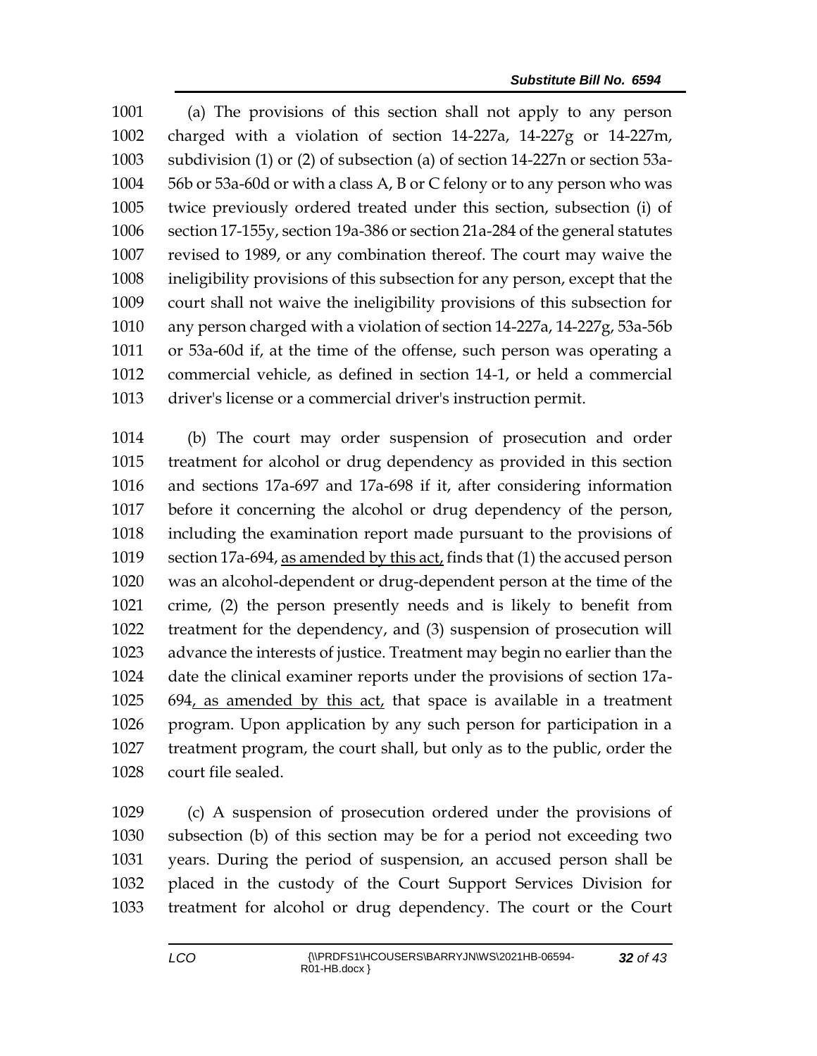1001 (a) The provisions of this section shall not apply to any person
1002 charged with a violation of section 14-227a, 14-227g or 14-227m,
1003 subdivision (1) or (2) of subsection (a) of section 14-227n or section 53a-
1004 56b or 53a-60d or with a class A, B or C felony or to any person who was
1005 twice previously ordered treated under this section, subsection (i) of
1006 section 17-155y, section 19a-386 or section 21a-284 of the general statutes
1007 revised to 1989, or any combination thereof. The court may waive the
1008 ineligibility provisions of this subsection for any person, except that the
1009 court shall not waive the ineligibility provisions of this subsection for
1010 any person charged with a violation of section 14-227a, 14-227g, 53a-56b
1011 or 53a-60d if, at the time of the offense, such person was operating a
1012 commercial vehicle, as defined in section 14-1, or held a commercial
1013 driver's license or a commercial driver's instruction permit.

1014 (b) The court may order suspension of prosecution and order
1015 treatment for alcohol or drug dependency as provided in this section
1016 and sections 17a-697 and 17a-698 if it, after considering information
1017 before it concerning the alcohol or drug dependency of the person,
1018 including the examination report made pursuant to the provisions of
1019 section 17a-694, <u>as amended by this act,</u> finds that (1) the accused person
1020 was an alcohol-dependent or drug-dependent person at the time of the
1021 crime, (2) the person presently needs and is likely to benefit from
1022 treatment for the dependency, and (3) suspension of prosecution will
1023 advance the interests of justice. Treatment may begin no earlier than the
1024 date the clinical examiner reports under the provisions of section 17a-
1025 694<u>, as amended by this act,</u> that space is available in a treatment
1026 program. Upon application by any such person for participation in a
1027 treatment program, the court shall, but only as to the public, order the
1028 court file sealed.

1029 (c) A suspension of prosecution ordered under the provisions of
1030 subsection (b) of this section may be for a period not exceeding two
1031 years. During the period of suspension, an accused person shall be
1032 placed in the custody of the Court Support Services Division for
1033 treatment for alcohol or drug dependency. The court or the Court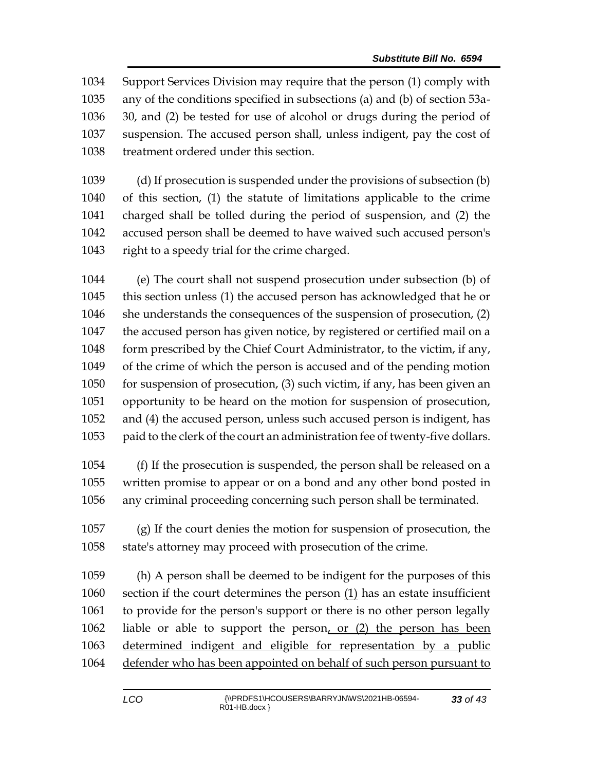1034 Support Services Division may require that the person (1) comply with
1035 any of the conditions specified in subsections (a) and (b) of section 53a-
1036 30, and (2) be tested for use of alcohol or drugs during the period of
1037 suspension. The accused person shall, unless indigent, pay the cost of
1038 treatment ordered under this section.

1039 (d) If prosecution is suspended under the provisions of subsection (b)
1040 of this section, (1) the statute of limitations applicable to the crime
1041 charged shall be tolled during the period of suspension, and (2) the
1042 accused person shall be deemed to have waived such accused person's
1043 right to a speedy trial for the crime charged.

1044 (e) The court shall not suspend prosecution under subsection (b) of
1045 this section unless (1) the accused person has acknowledged that he or
1046 she understands the consequences of the suspension of prosecution, (2)
1047 the accused person has given notice, by registered or certified mail on a
1048 form prescribed by the Chief Court Administrator, to the victim, if any,
1049 of the crime of which the person is accused and of the pending motion
1050 for suspension of prosecution, (3) such victim, if any, has been given an
1051 opportunity to be heard on the motion for suspension of prosecution,
1052 and (4) the accused person, unless such accused person is indigent, has
1053 paid to the clerk of the court an administration fee of twenty-five dollars.

1054 (f) If the prosecution is suspended, the person shall be released on a
1055 written promise to appear or on a bond and any other bond posted in
1056 any criminal proceeding concerning such person shall be terminated.

1057 (g) If the court denies the motion for suspension of prosecution, the
1058 state's attorney may proceed with prosecution of the crime.

1059 (h) A person shall be deemed to be indigent for the purposes of this
1060 section if the court determines the person <u>(1)</u> has an estate insufficient
1061 to provide for the person's support or there is no other person legally
1062 liable or able to support the person<u>, or (2) the person has been</u>
1063 <u>determined indigent and eligible for representation by a public</u>
1064 <u>defender who has been appointed on behalf of such person pursuant to</u>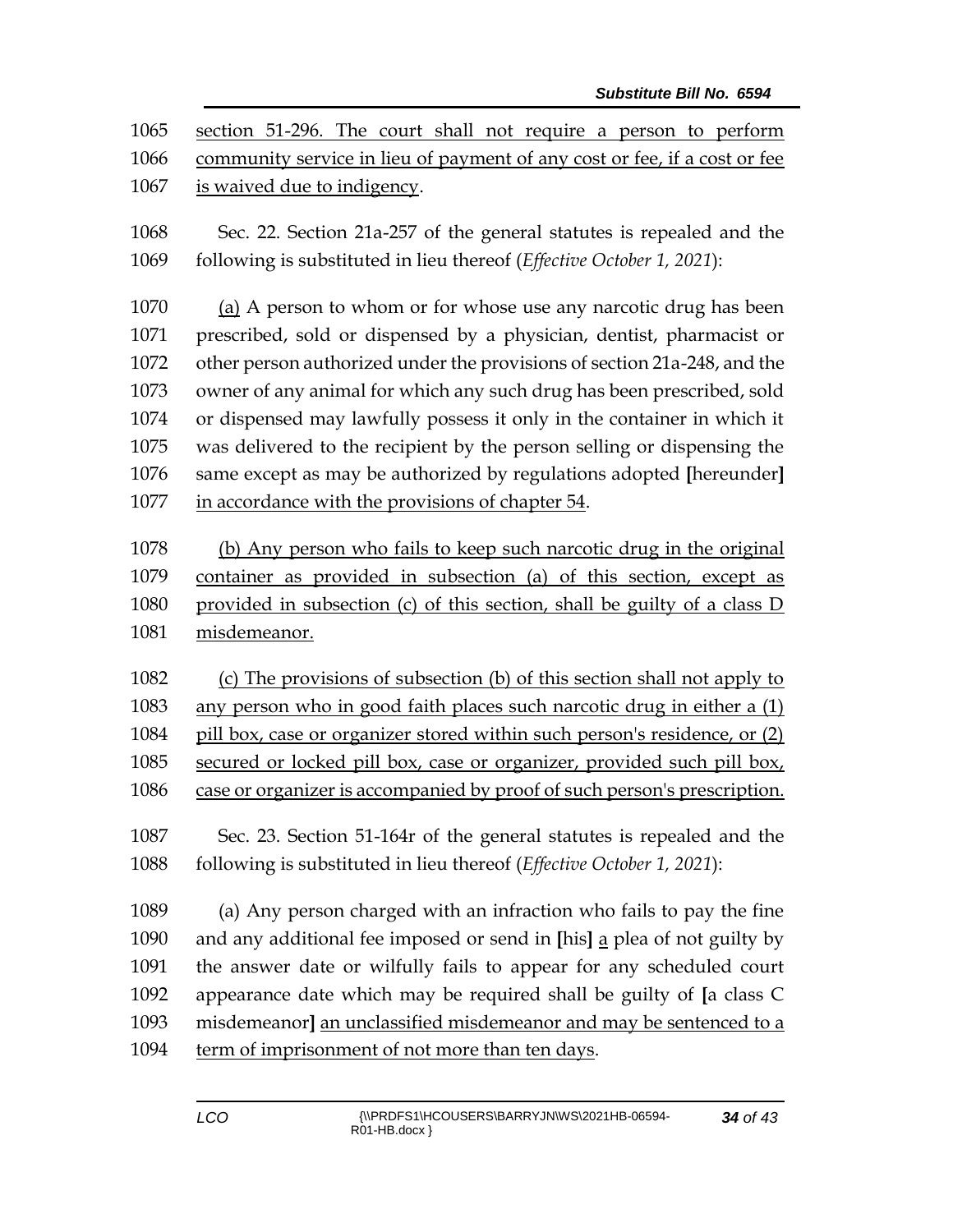1065 section 51-296. The court shall not require a person to perform
1066 community service in lieu of payment of any cost or fee, if a cost or fee
1067 is waived due to indigency.

1068 Sec. 22. Section 21a-257 of the general statutes is repealed and the
1069 following is substituted in lieu thereof (*Effective October 1, 2021*):

1070 (a) A person to whom or for whose use any narcotic drug has been
1071 prescribed, sold or dispensed by a physician, dentist, pharmacist or
1072 other person authorized under the provisions of section 21a-248, and the
1073 owner of any animal for which any such drug has been prescribed, sold
1074 or dispensed may lawfully possess it only in the container in which it
1075 was delivered to the recipient by the person selling or dispensing the
1076 same except as may be authorized by regulations adopted **[**hereunder**]**
1077 in accordance with the provisions of chapter 54.

1078 (b) Any person who fails to keep such narcotic drug in the original
1079 container as provided in subsection (a) of this section, except as
1080 provided in subsection (c) of this section, shall be guilty of a class D
1081 misdemeanor.

1082 (c) The provisions of subsection (b) of this section shall not apply to
1083 any person who in good faith places such narcotic drug in either a (1)
1084 pill box, case or organizer stored within such person's residence, or (2)
1085 secured or locked pill box, case or organizer, provided such pill box,
1086 case or organizer is accompanied by proof of such person's prescription.

1087 Sec. 23. Section 51-164r of the general statutes is repealed and the
1088 following is substituted in lieu thereof (*Effective October 1, 2021*):

1089 (a) Any person charged with an infraction who fails to pay the fine
1090 and any additional fee imposed or send in **[**his**]** a plea of not guilty by
1091 the answer date or wilfully fails to appear for any scheduled court
1092 appearance date which may be required shall be guilty of **[**a class C
1093 misdemeanor**]** an unclassified misdemeanor and may be sentenced to a
1094 term of imprisonment of not more than ten days.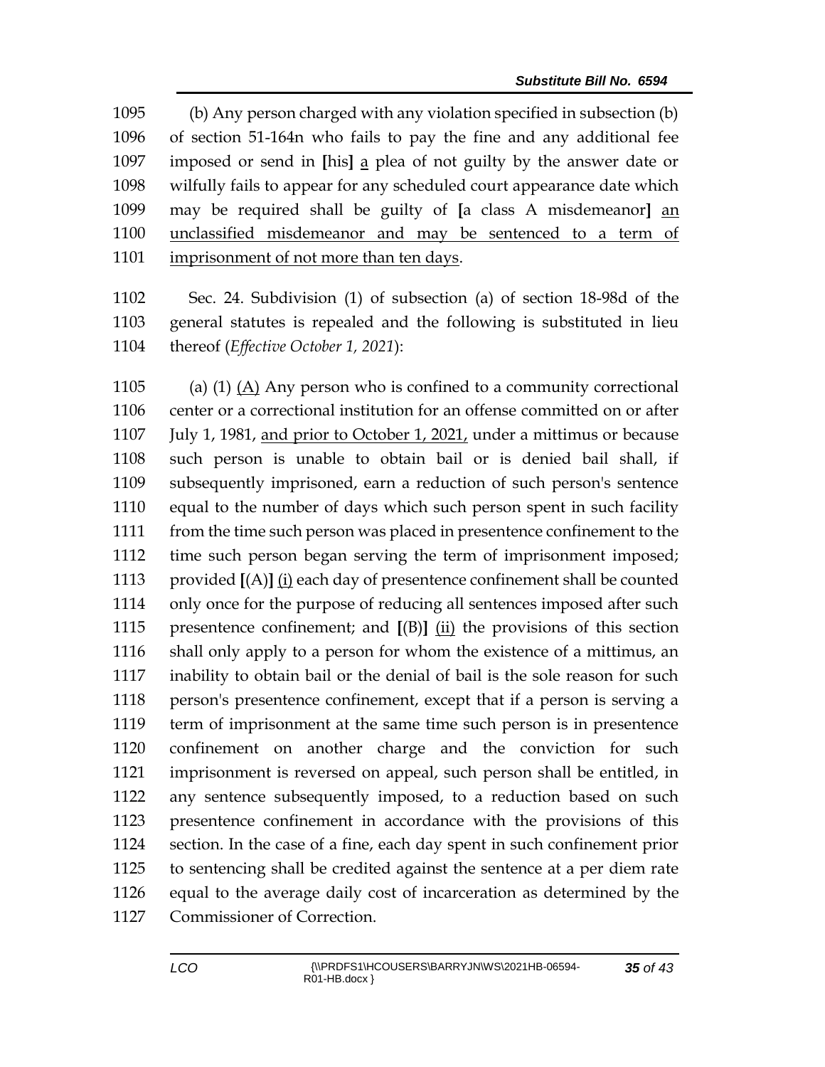(b) Any person charged with any violation specified in subsection (b) of section 51-164n who fails to pay the fine and any additional fee imposed or send in [his] a plea of not guilty by the answer date or wilfully fails to appear for any scheduled court appearance date which may be required shall be guilty of [a class A misdemeanor] an unclassified misdemeanor and may be sentenced to a term of imprisonment of not more than ten days.

Sec. 24. Subdivision (1) of subsection (a) of section 18-98d of the general statutes is repealed and the following is substituted in lieu thereof (*Effective October 1, 2021*):

(a) (1) (A) Any person who is confined to a community correctional center or a correctional institution for an offense committed on or after July 1, 1981, and prior to October 1, 2021, under a mittimus or because such person is unable to obtain bail or is denied bail shall, if subsequently imprisoned, earn a reduction of such person's sentence equal to the number of days which such person spent in such facility from the time such person was placed in presentence confinement to the time such person began serving the term of imprisonment imposed; provided [(A)] (i) each day of presentence confinement shall be counted only once for the purpose of reducing all sentences imposed after such presentence confinement; and [(B)] (ii) the provisions of this section shall only apply to a person for whom the existence of a mittimus, an inability to obtain bail or the denial of bail is the sole reason for such person's presentence confinement, except that if a person is serving a term of imprisonment at the same time such person is in presentence confinement on another charge and the conviction for such imprisonment is reversed on appeal, such person shall be entitled, in any sentence subsequently imposed, to a reduction based on such presentence confinement in accordance with the provisions of this section. In the case of a fine, each day spent in such confinement prior to sentencing shall be credited against the sentence at a per diem rate equal to the average daily cost of incarceration as determined by the Commissioner of Correction.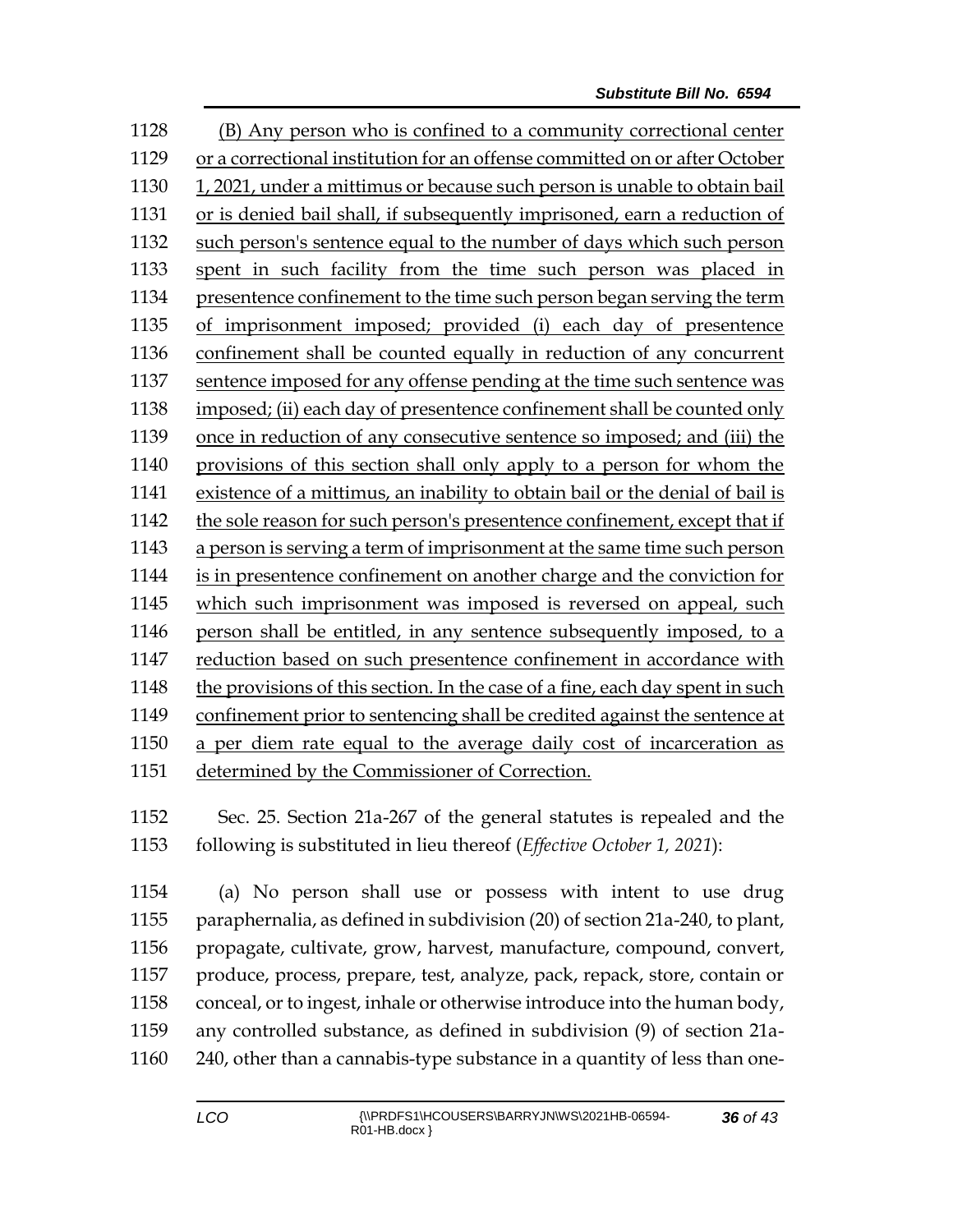(B) Any person who is confined to a community correctional center or a correctional institution for an offense committed on or after October 1, 2021, under a mittimus or because such person is unable to obtain bail or is denied bail shall, if subsequently imprisoned, earn a reduction of such person's sentence equal to the number of days which such person spent in such facility from the time such person was placed in presentence confinement to the time such person began serving the term of imprisonment imposed; provided (i) each day of presentence confinement shall be counted equally in reduction of any concurrent sentence imposed for any offense pending at the time such sentence was imposed; (ii) each day of presentence confinement shall be counted only once in reduction of any consecutive sentence so imposed; and (iii) the provisions of this section shall only apply to a person for whom the existence of a mittimus, an inability to obtain bail or the denial of bail is the sole reason for such person's presentence confinement, except that if a person is serving a term of imprisonment at the same time such person is in presentence confinement on another charge and the conviction for which such imprisonment was imposed is reversed on appeal, such person shall be entitled, in any sentence subsequently imposed, to a reduction based on such presentence confinement in accordance with the provisions of this section. In the case of a fine, each day spent in such confinement prior to sentencing shall be credited against the sentence at a per diem rate equal to the average daily cost of incarceration as determined by the Commissioner of Correction.

Sec. 25. Section 21a-267 of the general statutes is repealed and the following is substituted in lieu thereof (*Effective October 1, 2021*):

(a) No person shall use or possess with intent to use drug paraphernalia, as defined in subdivision (20) of section 21a-240, to plant, propagate, cultivate, grow, harvest, manufacture, compound, convert, produce, process, prepare, test, analyze, pack, repack, store, contain or conceal, or to ingest, inhale or otherwise introduce into the human body, any controlled substance, as defined in subdivision (9) of section 21a-240, other than a cannabis-type substance in a quantity of less than one-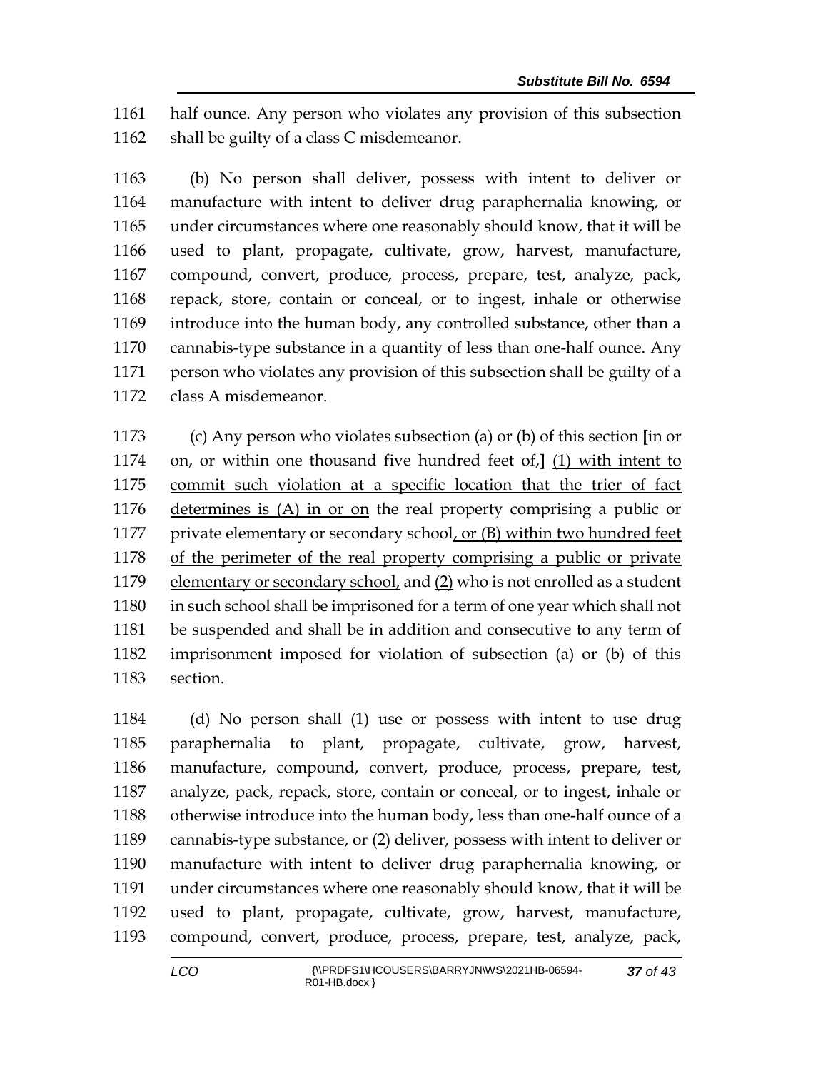1161 half ounce. Any person who violates any provision of this subsection
1162 shall be guilty of a class C misdemeanor.

1163 (b) No person shall deliver, possess with intent to deliver or
1164 manufacture with intent to deliver drug paraphernalia knowing, or
1165 under circumstances where one reasonably should know, that it will be
1166 used to plant, propagate, cultivate, grow, harvest, manufacture,
1167 compound, convert, produce, process, prepare, test, analyze, pack,
1168 repack, store, contain or conceal, or to ingest, inhale or otherwise
1169 introduce into the human body, any controlled substance, other than a
1170 cannabis-type substance in a quantity of less than one-half ounce. Any
1171 person who violates any provision of this subsection shall be guilty of a
1172 class A misdemeanor.

1173 (c) Any person who violates subsection (a) or (b) of this section **[**in or
1174 on, or within one thousand five hundred feet of,**]** <u>(1) with intent to</u>
1175 <u>commit such violation at a specific location that the trier of fact</u>
1176 <u>determines is (A) in or on</u> the real property comprising a public or
1177 private elementary or secondary school<u>, or (B) within two hundred feet</u>
1178 <u>of the perimeter of the real property comprising a public or private</u>
1179 <u>elementary or secondary school,</u> and <u>(2)</u> who is not enrolled as a student
1180 in such school shall be imprisoned for a term of one year which shall not
1181 be suspended and shall be in addition and consecutive to any term of
1182 imprisonment imposed for violation of subsection (a) or (b) of this
1183 section.

1184 (d) No person shall (1) use or possess with intent to use drug
1185 paraphernalia to plant, propagate, cultivate, grow, harvest,
1186 manufacture, compound, convert, produce, process, prepare, test,
1187 analyze, pack, repack, store, contain or conceal, or to ingest, inhale or
1188 otherwise introduce into the human body, less than one-half ounce of a
1189 cannabis-type substance, or (2) deliver, possess with intent to deliver or
1190 manufacture with intent to deliver drug paraphernalia knowing, or
1191 under circumstances where one reasonably should know, that it will be
1192 used to plant, propagate, cultivate, grow, harvest, manufacture,
1193 compound, convert, produce, process, prepare, test, analyze, pack,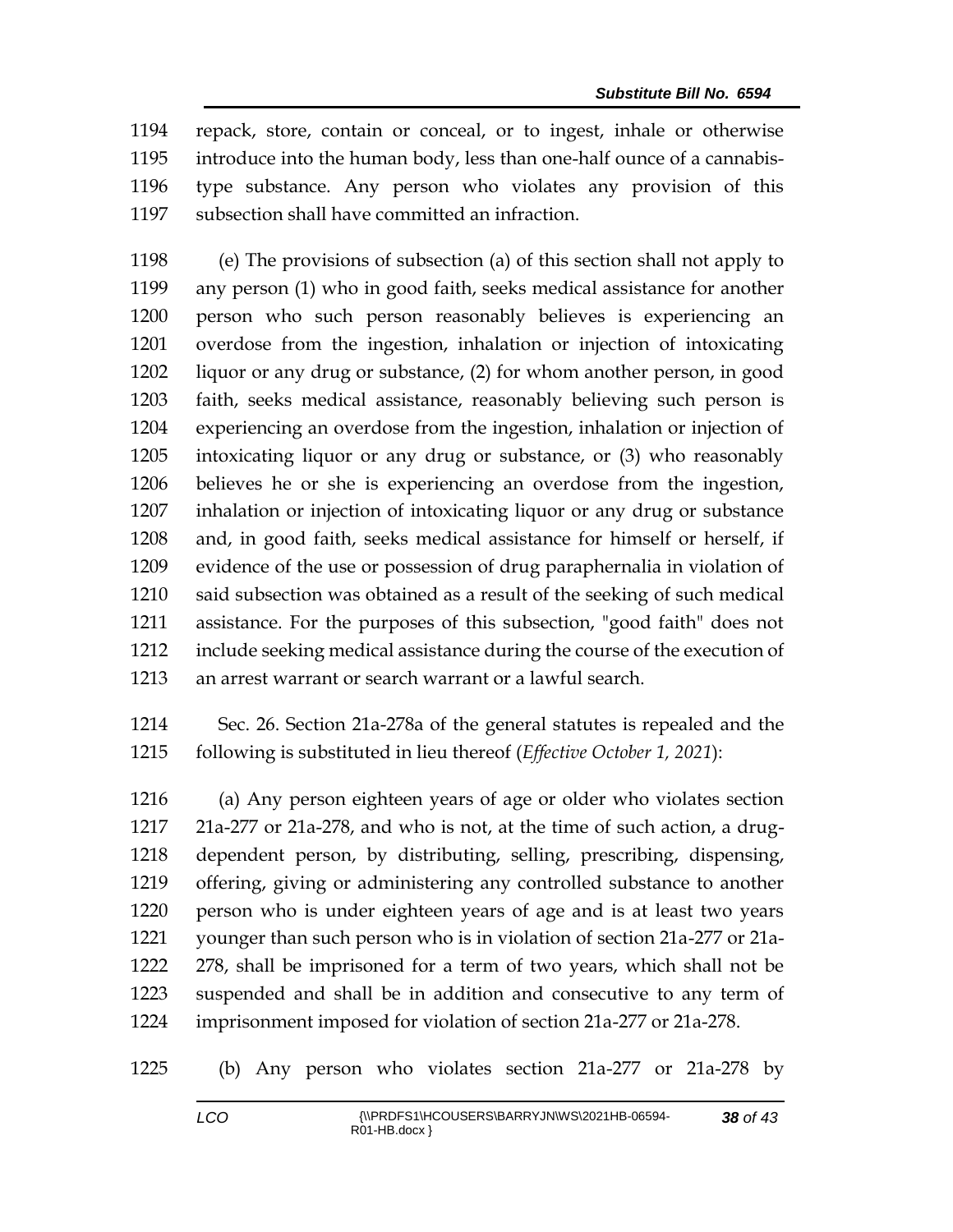repack, store, contain or conceal, or to ingest, inhale or otherwise introduce into the human body, less than one-half ounce of a cannabis-type substance. Any person who violates any provision of this subsection shall have committed an infraction.

(e) The provisions of subsection (a) of this section shall not apply to any person (1) who in good faith, seeks medical assistance for another person who such person reasonably believes is experiencing an overdose from the ingestion, inhalation or injection of intoxicating liquor or any drug or substance, (2) for whom another person, in good faith, seeks medical assistance, reasonably believing such person is experiencing an overdose from the ingestion, inhalation or injection of intoxicating liquor or any drug or substance, or (3) who reasonably believes he or she is experiencing an overdose from the ingestion, inhalation or injection of intoxicating liquor or any drug or substance and, in good faith, seeks medical assistance for himself or herself, if evidence of the use or possession of drug paraphernalia in violation of said subsection was obtained as a result of the seeking of such medical assistance. For the purposes of this subsection, "good faith" does not include seeking medical assistance during the course of the execution of an arrest warrant or search warrant or a lawful search.

Sec. 26. Section 21a-278a of the general statutes is repealed and the following is substituted in lieu thereof (*Effective October 1, 2021*):

(a) Any person eighteen years of age or older who violates section 21a-277 or 21a-278, and who is not, at the time of such action, a drug-dependent person, by distributing, selling, prescribing, dispensing, offering, giving or administering any controlled substance to another person who is under eighteen years of age and is at least two years younger than such person who is in violation of section 21a-277 or 21a-278, shall be imprisoned for a term of two years, which shall not be suspended and shall be in addition and consecutive to any term of imprisonment imposed for violation of section 21a-277 or 21a-278.

(b) Any person who violates section 21a-277 or 21a-278 by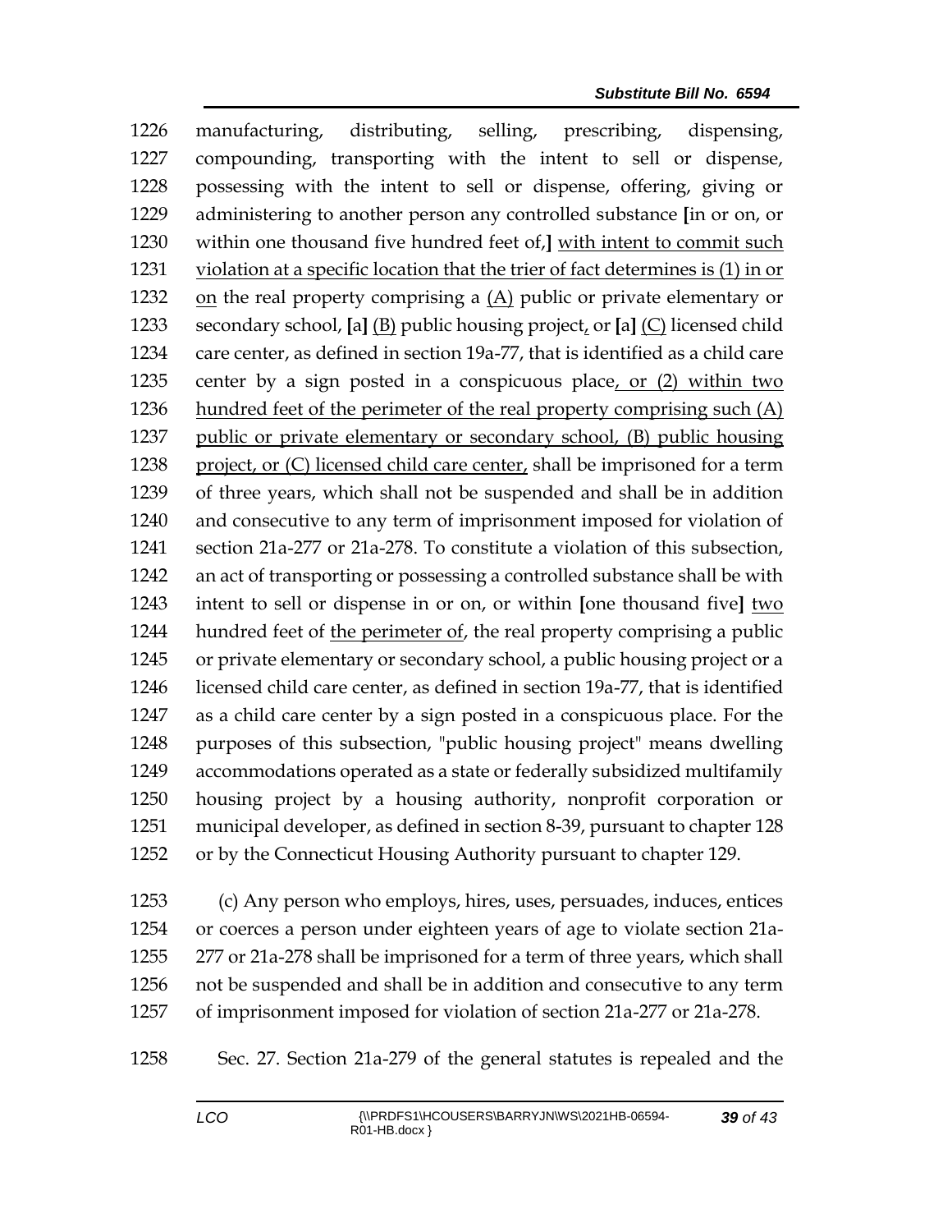1226 manufacturing, distributing, selling, prescribing, dispensing,
1227 compounding, transporting with the intent to sell or dispense,
1228 possessing with the intent to sell or dispense, offering, giving or
1229 administering to another person any controlled substance **[**in or on, or
1230 within one thousand five hundred feet of,**]** <u>with intent to commit such</u>
1231 <u>violation at a specific location that the trier of fact determines is (1) in or</u>
1232 <u>on</u> the real property comprising a <u>(A)</u> public or private elementary or
1233 secondary school, **[**a**]** <u>(B)</u> public housing project<u>,</u> or **[**a**]** <u>(C)</u> licensed child
1234 care center, as defined in section 19a-77, that is identified as a child care
1235 center by a sign posted in a conspicuous place<u>, or (2) within two</u>
1236 <u>hundred feet of the perimeter of the real property comprising such (A)</u>
1237 <u>public or private elementary or secondary school, (B) public housing</u>
1238 <u>project, or (C) licensed child care center,</u> shall be imprisoned for a term
1239 of three years, which shall not be suspended and shall be in addition
1240 and consecutive to any term of imprisonment imposed for violation of
1241 section 21a-277 or 21a-278. To constitute a violation of this subsection,
1242 an act of transporting or possessing a controlled substance shall be with
1243 intent to sell or dispense in or on, or within **[**one thousand five**]** <u>two</u>
1244 hundred feet of <u>the perimeter of</u>, the real property comprising a public
1245 or private elementary or secondary school, a public housing project or a
1246 licensed child care center, as defined in section 19a-77, that is identified
1247 as a child care center by a sign posted in a conspicuous place. For the
1248 purposes of this subsection, "public housing project" means dwelling
1249 accommodations operated as a state or federally subsidized multifamily
1250 housing project by a housing authority, nonprofit corporation or
1251 municipal developer, as defined in section 8-39, pursuant to chapter 128
1252 or by the Connecticut Housing Authority pursuant to chapter 129.

1253 (c) Any person who employs, hires, uses, persuades, induces, entices
1254 or coerces a person under eighteen years of age to violate section 21a-
1255 277 or 21a-278 shall be imprisoned for a term of three years, which shall
1256 not be suspended and shall be in addition and consecutive to any term
1257 of imprisonment imposed for violation of section 21a-277 or 21a-278.

1258 Sec. 27. Section 21a-279 of the general statutes is repealed and the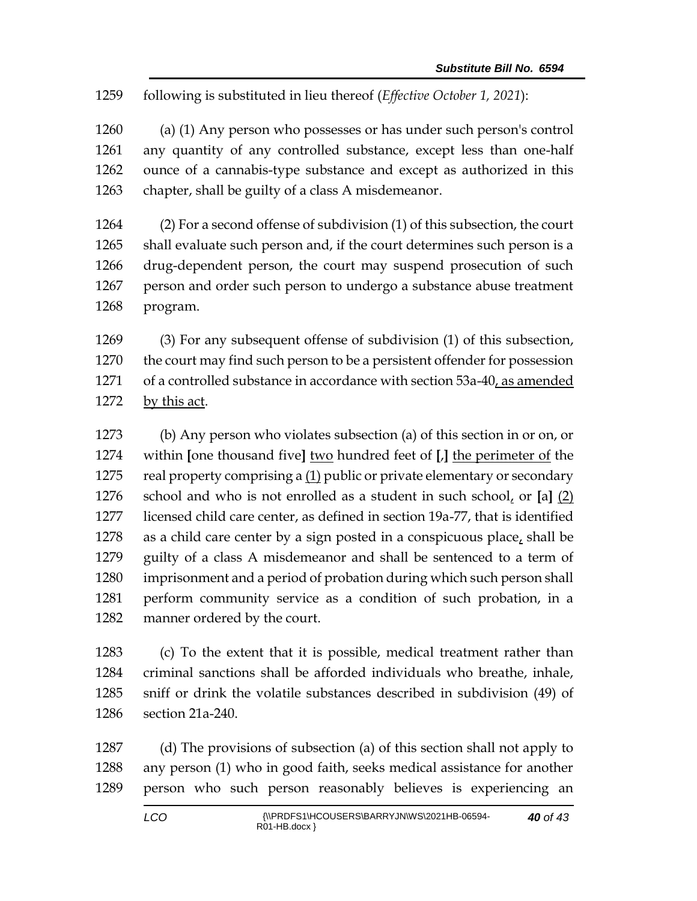following is substituted in lieu thereof (*Effective October 1, 2021*):

(a) (1) Any person who possesses or has under such person's control any quantity of any controlled substance, except less than one-half ounce of a cannabis-type substance and except as authorized in this chapter, shall be guilty of a class A misdemeanor.

(2) For a second offense of subdivision (1) of this subsection, the court shall evaluate such person and, if the court determines such person is a drug-dependent person, the court may suspend prosecution of such person and order such person to undergo a substance abuse treatment program.

(3) For any subsequent offense of subdivision (1) of this subsection, the court may find such person to be a persistent offender for possession of a controlled substance in accordance with section 53a-40, as amended by this act.

(b) Any person who violates subsection (a) of this section in or on, or within **[**one thousand five**]** two hundred feet of **[**,**]** the perimeter of the real property comprising a (1) public or private elementary or secondary school and who is not enrolled as a student in such school, or **[**a**]** (2) licensed child care center, as defined in section 19a-77, that is identified as a child care center by a sign posted in a conspicuous place, shall be guilty of a class A misdemeanor and shall be sentenced to a term of imprisonment and a period of probation during which such person shall perform community service as a condition of such probation, in a manner ordered by the court.

(c) To the extent that it is possible, medical treatment rather than criminal sanctions shall be afforded individuals who breathe, inhale, sniff or drink the volatile substances described in subdivision (49) of section 21a-240.

(d) The provisions of subsection (a) of this section shall not apply to any person (1) who in good faith, seeks medical assistance for another person who such person reasonably believes is experiencing an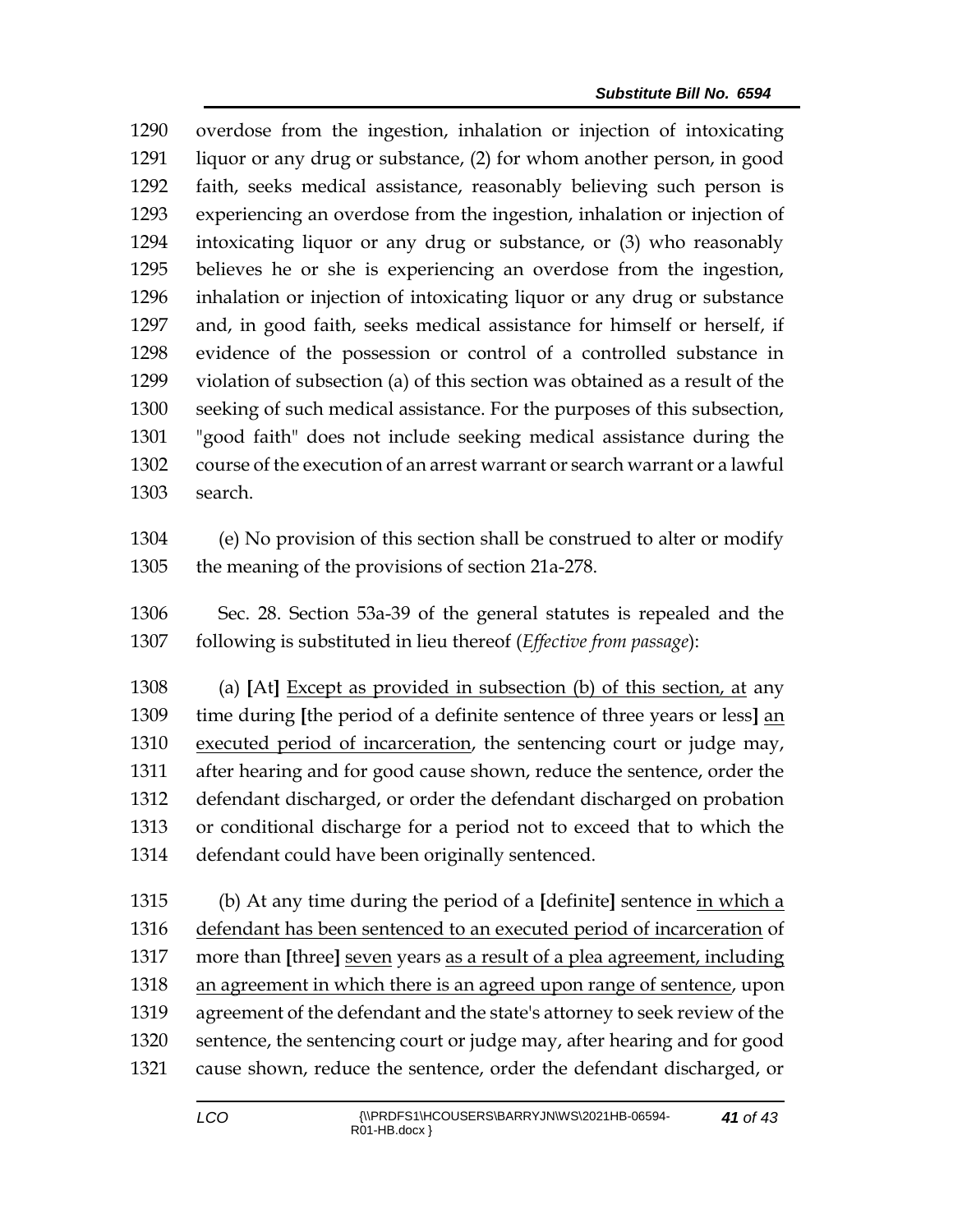overdose from the ingestion, inhalation or injection of intoxicating liquor or any drug or substance, (2) for whom another person, in good faith, seeks medical assistance, reasonably believing such person is experiencing an overdose from the ingestion, inhalation or injection of intoxicating liquor or any drug or substance, or (3) who reasonably believes he or she is experiencing an overdose from the ingestion, inhalation or injection of intoxicating liquor or any drug or substance and, in good faith, seeks medical assistance for himself or herself, if evidence of the possession or control of a controlled substance in violation of subsection (a) of this section was obtained as a result of the seeking of such medical assistance. For the purposes of this subsection, "good faith" does not include seeking medical assistance during the course of the execution of an arrest warrant or search warrant or a lawful search.

(e) No provision of this section shall be construed to alter or modify the meaning of the provisions of section 21a-278.

Sec. 28. Section 53a-39 of the general statutes is repealed and the following is substituted in lieu thereof (*Effective from passage*):

(a) **[**At**]** <u>Except as provided in subsection (b) of this section, at</u> any time during **[**the period of a definite sentence of three years or less**]** <u>an executed period of incarceration</u>, the sentencing court or judge may, after hearing and for good cause shown, reduce the sentence, order the defendant discharged, or order the defendant discharged on probation or conditional discharge for a period not to exceed that to which the defendant could have been originally sentenced.

(b) At any time during the period of a **[**definite**]** sentence <u>in which a defendant has been sentenced to an executed period of incarceration</u> of more than **[**three**]** <u>seven</u> years <u>as a result of a plea agreement, including an agreement in which there is an agreed upon range of sentence</u>, upon agreement of the defendant and the state's attorney to seek review of the sentence, the sentencing court or judge may, after hearing and for good cause shown, reduce the sentence, order the defendant discharged, or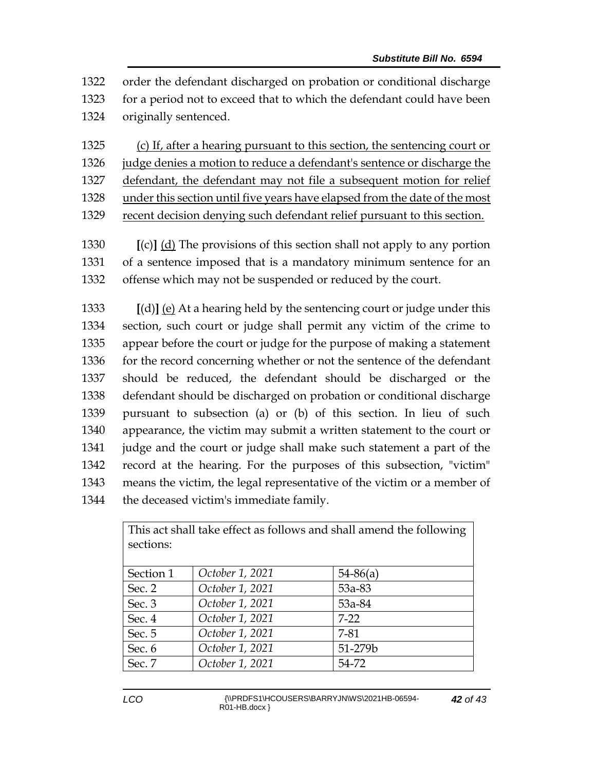order the defendant discharged on probation or conditional discharge for a period not to exceed that to which the defendant could have been originally sentenced.

<u>(c) If, after a hearing pursuant to this section, the sentencing court or judge denies a motion to reduce a defendant's sentence or discharge the defendant, the defendant may not file a subsequent motion for relief under this section until five years have elapsed from the date of the most recent decision denying such defendant relief pursuant to this section.</u>

**[**(c)**]** <u>(d)</u> The provisions of this section shall not apply to any portion of a sentence imposed that is a mandatory minimum sentence for an offense which may not be suspended or reduced by the court.

**[**(d)**]** <u>(e)</u> At a hearing held by the sentencing court or judge under this section, such court or judge shall permit any victim of the crime to appear before the court or judge for the purpose of making a statement for the record concerning whether or not the sentence of the defendant should be reduced, the defendant should be discharged or the defendant should be discharged on probation or conditional discharge pursuant to subsection (a) or (b) of this section. In lieu of such appearance, the victim may submit a written statement to the court or judge and the court or judge shall make such statement a part of the record at the hearing. For the purposes of this subsection, "victim" means the victim, the legal representative of the victim or a member of the deceased victim's immediate family.

| This act shall take effect as follows and shall amend the following sections: | | |
|---|---|---|
| Section 1 | *October 1, 2021* | 54-86(a) |
| Sec. 2 | *October 1, 2021* | 53a-83 |
| Sec. 3 | *October 1, 2021* | 53a-84 |
| Sec. 4 | *October 1, 2021* | 7-22 |
| Sec. 5 | *October 1, 2021* | 7-81 |
| Sec. 6 | *October 1, 2021* | 51-279b |
| Sec. 7 | *October 1, 2021* | 54-72 |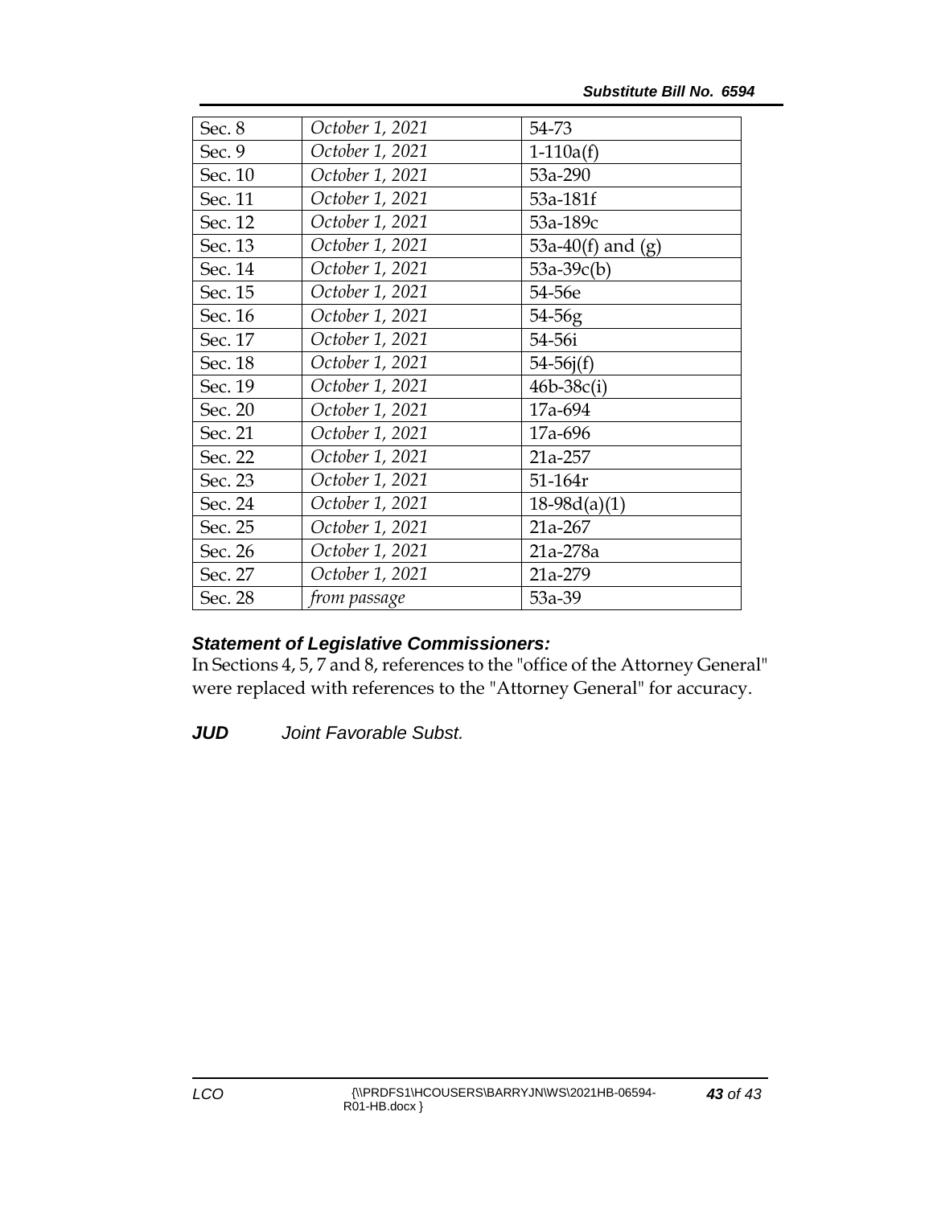| | | |
|---|---|---|
| Sec. 8 | *October 1, 2021* | 54-73 |
| Sec. 9 | *October 1, 2021* | 1-110a(f) |
| Sec. 10 | *October 1, 2021* | 53a-290 |
| Sec. 11 | *October 1, 2021* | 53a-181f |
| Sec. 12 | *October 1, 2021* | 53a-189c |
| Sec. 13 | *October 1, 2021* | 53a-40(f) and (g) |
| Sec. 14 | *October 1, 2021* | 53a-39c(b) |
| Sec. 15 | *October 1, 2021* | 54-56e |
| Sec. 16 | *October 1, 2021* | 54-56g |
| Sec. 17 | *October 1, 2021* | 54-56i |
| Sec. 18 | *October 1, 2021* | 54-56j(f) |
| Sec. 19 | *October 1, 2021* | 46b-38c(i) |
| Sec. 20 | *October 1, 2021* | 17a-694 |
| Sec. 21 | *October 1, 2021* | 17a-696 |
| Sec. 22 | *October 1, 2021* | 21a-257 |
| Sec. 23 | *October 1, 2021* | 51-164r |
| Sec. 24 | *October 1, 2021* | 18-98d(a)(1) |
| Sec. 25 | *October 1, 2021* | 21a-267 |
| Sec. 26 | *October 1, 2021* | 21a-278a |
| Sec. 27 | *October 1, 2021* | 21a-279 |
| Sec. 28 | *from passage* | 53a-39 |

***Statement of Legislative Commissioners:***

In Sections 4, 5, 7 and 8, references to the "office of the Attorney General" were replaced with references to the "Attorney General" for accuracy.

***JUD*** *Joint Favorable Subst.*